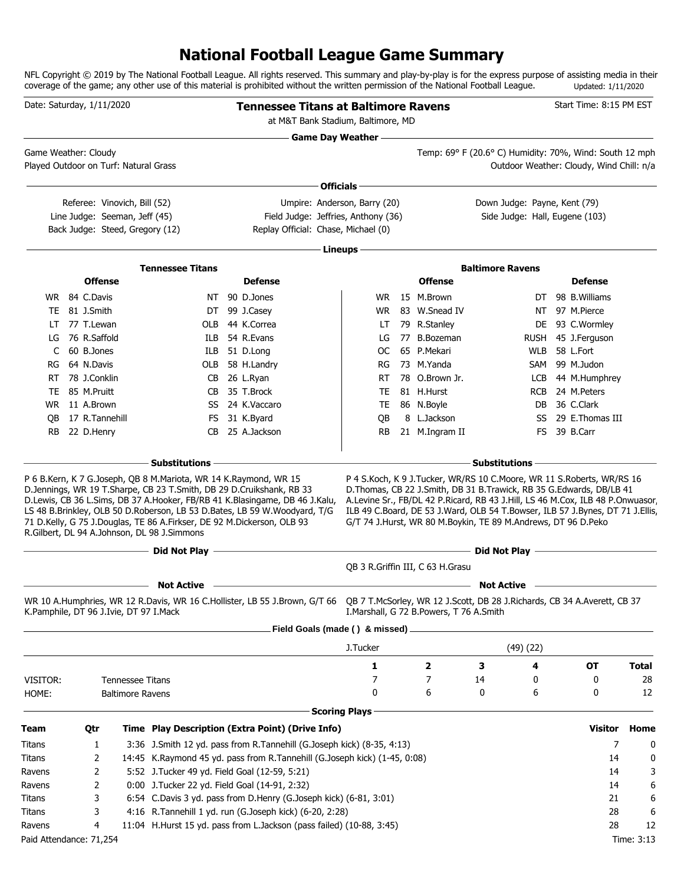# National Football League Game Summary

NFL Copyright © 2019 by The National Football League. All rights reserved. This summary and play-by-play is for the express purpose of assisting media in their coverage of the game; any other use of this material is prohibited without the written permission of the National Football League. Updated: 1/11/2020

Date: Saturday, 1/11/2020

## Tennessee Titans at Baltimore Ravens

at M&T Bank Stadium, Baltimore, MD

Start Time: 8:15 PM EST

### Game Day Weather

Game Weather: Cloudy
Played Outdoor on Turf: Natural Grass

Temp: 69° F (20.6° C) Humidity: 70%, Wind: South 12 mph
Outdoor Weather: Cloudy, Wind Chill: n/a

### Officials

Referee: Vinovich, Bill (52)
Umpire: Anderson, Barry (20)
Down Judge: Payne, Kent (79)
Line Judge: Seeman, Jeff (45)
Field Judge: Jeffries, Anthony (36)
Side Judge: Hall, Eugene (103)
Back Judge: Steed, Gregory (12)
Replay Official: Chase, Michael (0)

### Lineups

| Tennessee Titans Offense | | Tennessee Titans Defense | | Baltimore Ravens Offense | | Baltimore Ravens Defense | |
|---|---|---|---|---|---|---|---|
| WR | 84 C.Davis | NT | 90 D.Jones | WR | 15 M.Brown | DT | 98 B.Williams |
| TE | 81 J.Smith | DT | 99 J.Casey | WR | 83 W.Snead IV | NT | 97 M.Pierce |
| LT | 77 T.Lewan | OLB | 44 K.Correa | LT | 79 R.Stanley | DE | 93 C.Wormley |
| LG | 76 R.Saffold | ILB | 54 R.Evans | LG | 77 B.Bozeman | RUSH | 45 J.Ferguson |
| C | 60 B.Jones | ILB | 51 D.Long | OC | 65 P.Mekari | WLB | 58 L.Fort |
| RG | 64 N.Davis | OLB | 58 H.Landry | RG | 73 M.Yanda | SAM | 99 M.Judon |
| RT | 78 J.Conklin | CB | 26 L.Ryan | RT | 78 O.Brown Jr. | LCB | 44 M.Humphrey |
| TE | 85 M.Pruitt | CB | 35 T.Brock | TE | 81 H.Hurst | RCB | 24 M.Peters |
| WR | 11 A.Brown | SS | 24 K.Vaccaro | TE | 86 N.Boyle | DB | 36 C.Clark |
| QB | 17 R.Tannehill | FS | 31 K.Byard | QB | 8 L.Jackson | SS | 29 E.Thomas III |
| RB | 22 D.Henry | CB | 25 A.Jackson | RB | 21 M.Ingram II | FS | 39 B.Carr |

### Substitutions

**Tennessee Titans:** P 6 B.Kern, K 7 G.Joseph, QB 8 M.Mariota, WR 14 K.Raymond, WR 15 D.Jennings, WR 19 T.Sharpe, CB 23 T.Smith, DB 29 D.Cruikshank, RB 33 D.Lewis, CB 36 L.Sims, DB 37 A.Hooker, FB/RB 41 K.Blasingame, DB 46 J.Kalu, LS 48 B.Brinkley, OLB 50 D.Roberson, LB 53 D.Bates, LB 59 W.Woodyard, T/G 71 D.Kelly, G 75 J.Douglas, TE 86 A.Firkser, DE 92 M.Dickerson, OLB 93 R.Gilbert, DL 94 A.Johnson, DL 98 J.Simmons

**Baltimore Ravens:** P 4 S.Koch, K 9 J.Tucker, WR/RS 10 C.Moore, WR 11 S.Roberts, WR/RS 16 D.Thomas, CB 22 J.Smith, DB 31 B.Trawick, RB 35 G.Edwards, DB/LB 41 A.Levine Sr., FB/DL 42 P.Ricard, RB 43 J.Hill, LS 46 M.Cox, ILB 48 P.Onwuasor, ILB 49 C.Board, DE 53 J.Ward, OLB 54 T.Bowser, ILB 57 J.Bynes, DT 71 J.Ellis, G/T 74 J.Hurst, WR 80 M.Boykin, TE 89 M.Andrews, DT 96 D.Peko

### Did Not Play

**Baltimore Ravens:** QB 3 R.Griffin III, C 63 H.Grasu

### Not Active

**Tennessee Titans:** WR 10 A.Humphries, WR 12 R.Davis, WR 16 C.Hollister, LB 55 J.Brown, G/T 66 K.Pamphile, DT 96 J.Ivie, DT 97 I.Mack

**Baltimore Ravens:** QB 7 T.McSorley, WR 12 J.Scott, DB 28 J.Richards, CB 34 A.Averett, CB 37 I.Marshall, G 72 B.Powers, T 76 A.Smith

### Field Goals (made ( ) & missed)

J.Tucker (49) (22)

| | | 1 | 2 | 3 | 4 | OT | Total |
|---|---|---|---|---|---|---|---|
| VISITOR: | Tennessee Titans | 7 | 7 | 14 | 0 | 0 | 28 |
| HOME: | Baltimore Ravens | 0 | 6 | 0 | 6 | 0 | 12 |

### Scoring Plays

| Team | Qtr | Time | Play Description (Extra Point) (Drive Info) | Visitor | Home |
|---|---|---|---|---|---|
| Titans | 1 | 3:36 | J.Smith 12 yd. pass from R.Tannehill (G.Joseph kick) (8-35, 4:13) | 7 | 0 |
| Titans | 2 | 14:45 | K.Raymond 45 yd. pass from R.Tannehill (G.Joseph kick) (1-45, 0:08) | 14 | 0 |
| Ravens | 2 | 5:52 | J.Tucker 49 yd. Field Goal (12-59, 5:21) | 14 | 3 |
| Ravens | 2 | 0:00 | J.Tucker 22 yd. Field Goal (14-91, 2:32) | 14 | 6 |
| Titans | 3 | 6:54 | C.Davis 3 yd. pass from D.Henry (G.Joseph kick) (6-81, 3:01) | 21 | 6 |
| Titans | 3 | 4:16 | R.Tannehill 1 yd. run (G.Joseph kick) (6-20, 2:28) | 28 | 6 |
| Ravens | 4 | 11:04 | H.Hurst 15 yd. pass from L.Jackson (pass failed) (10-88, 3:45) | 28 | 12 |

Paid Attendance: 71,254

Time: 3:13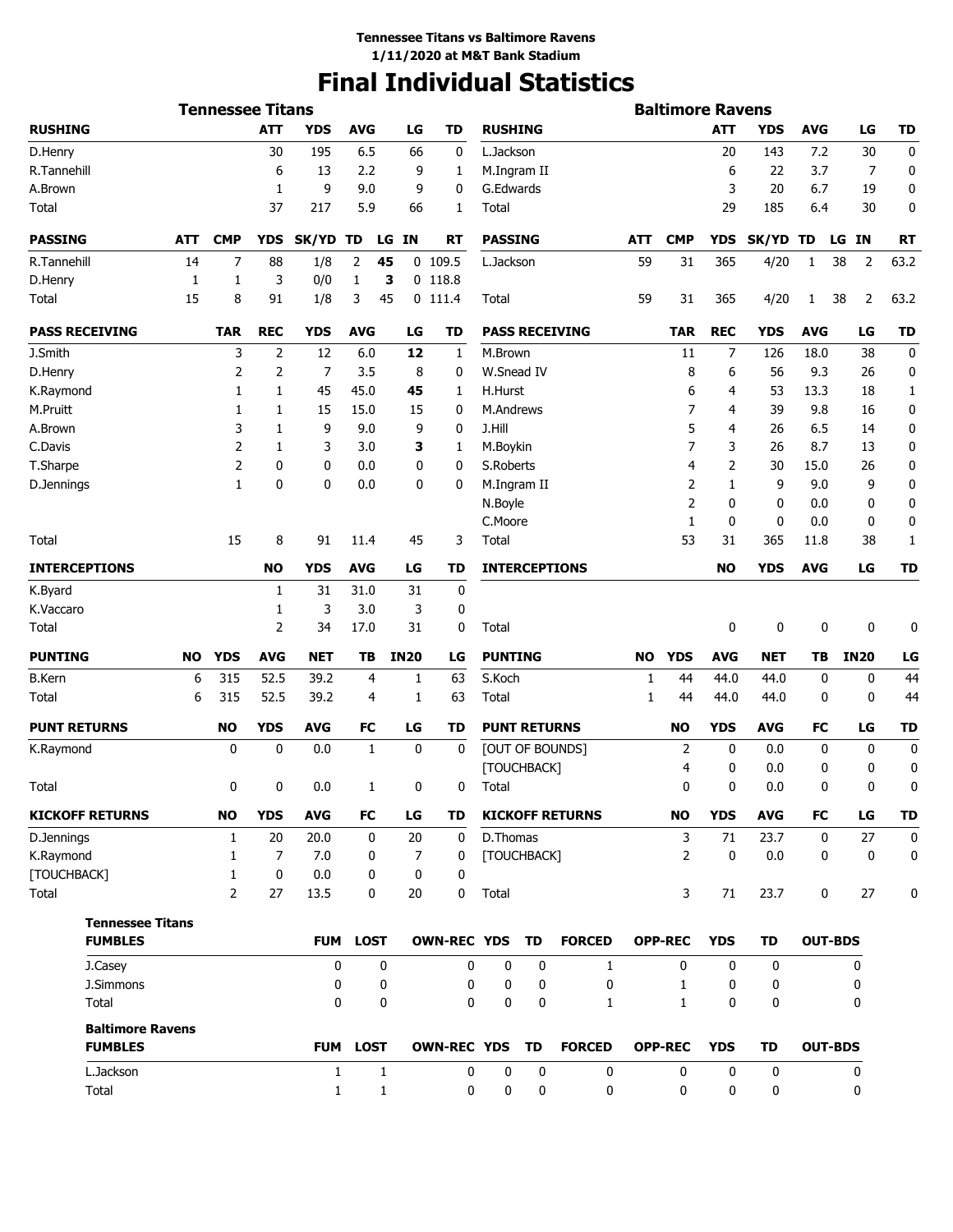**Tennessee Titans vs Baltimore Ravens**
**1/11/2020 at M&T Bank Stadium**

# Final Individual Statistics

## Tennessee Titans

| RUSHING | ATT | YDS | AVG | LG | TD |
|---|---|---|---|---|---|
| D.Henry | 30 | 195 | 6.5 | 66 | 0 |
| R.Tannehill | 6 | 13 | 2.2 | 9 | 1 |
| A.Brown | 1 | 9 | 9.0 | 9 | 0 |
| Total | 37 | 217 | 5.9 | 66 | 1 |

| PASSING | ATT | CMP | YDS | SK/YD | TD | LG | IN | RT |
|---|---|---|---|---|---|---|---|---|
| R.Tannehill | 14 | 7 | 88 | 1/8 | 2 | **45** | 0 | 109.5 |
| D.Henry | 1 | 1 | 3 | 0/0 | 1 | **3** | 0 | 118.8 |
| Total | 15 | 8 | 91 | 1/8 | 3 | 45 | 0 | 111.4 |

| PASS RECEIVING | TAR | REC | YDS | AVG | LG | TD |
|---|---|---|---|---|---|---|
| J.Smith | 3 | 2 | 12 | 6.0 | **12** | 1 |
| D.Henry | 2 | 2 | 7 | 3.5 | 8 | 0 |
| K.Raymond | 1 | 1 | 45 | 45.0 | **45** | 1 |
| M.Pruitt | 1 | 1 | 15 | 15.0 | 15 | 0 |
| A.Brown | 3 | 1 | 9 | 9.0 | 9 | 0 |
| C.Davis | 2 | 1 | 3 | 3.0 | **3** | 1 |
| T.Sharpe | 2 | 0 | 0 | 0.0 | 0 | 0 |
| D.Jennings | 1 | 0 | 0 | 0.0 | 0 | 0 |
| Total | 15 | 8 | 91 | 11.4 | 45 | 3 |

| INTERCEPTIONS | NO | YDS | AVG | LG | TD |
|---|---|---|---|---|---|
| K.Byard | 1 | 31 | 31.0 | 31 | 0 |
| K.Vaccaro | 1 | 3 | 3.0 | 3 | 0 |
| Total | 2 | 34 | 17.0 | 31 | 0 |

| PUNTING | NO | YDS | AVG | NET | TB | IN20 | LG |
|---|---|---|---|---|---|---|---|
| B.Kern | 6 | 315 | 52.5 | 39.2 | 4 | 1 | 63 |
| Total | 6 | 315 | 52.5 | 39.2 | 4 | 1 | 63 |

| PUNT RETURNS | NO | YDS | AVG | FC | LG | TD |
|---|---|---|---|---|---|---|
| K.Raymond | 0 | 0 | 0.0 | 1 | 0 | 0 |
| Total | 0 | 0 | 0.0 | 1 | 0 | 0 |

| KICKOFF RETURNS | NO | YDS | AVG | FC | LG | TD |
|---|---|---|---|---|---|---|
| D.Jennings | 1 | 20 | 20.0 | 0 | 20 | 0 |
| K.Raymond | 1 | 7 | 7.0 | 0 | 7 | 0 |
| [TOUCHBACK] | 1 | 0 | 0.0 | 0 | 0 | 0 |
| Total | 2 | 27 | 13.5 | 0 | 20 | 0 |

## Baltimore Ravens

| RUSHING | ATT | YDS | AVG | LG | TD |
|---|---|---|---|---|---|
| L.Jackson | 20 | 143 | 7.2 | 30 | 0 |
| M.Ingram II | 6 | 22 | 3.7 | 7 | 0 |
| G.Edwards | 3 | 20 | 6.7 | 19 | 0 |
| Total | 29 | 185 | 6.4 | 30 | 0 |

| PASSING | ATT | CMP | YDS | SK/YD | TD | LG | IN | RT |
|---|---|---|---|---|---|---|---|---|
| L.Jackson | 59 | 31 | 365 | 4/20 | 1 | 38 | 2 | 63.2 |
| Total | 59 | 31 | 365 | 4/20 | 1 | 38 | 2 | 63.2 |

| PASS RECEIVING | TAR | REC | YDS | AVG | LG | TD |
|---|---|---|---|---|---|---|
| M.Brown | 11 | 7 | 126 | 18.0 | 38 | 0 |
| W.Snead IV | 8 | 6 | 56 | 9.3 | 26 | 0 |
| H.Hurst | 6 | 4 | 53 | 13.3 | 18 | 1 |
| M.Andrews | 7 | 4 | 39 | 9.8 | 16 | 0 |
| J.Hill | 5 | 4 | 26 | 6.5 | 14 | 0 |
| M.Boykin | 7 | 3 | 26 | 8.7 | 13 | 0 |
| S.Roberts | 4 | 2 | 30 | 15.0 | 26 | 0 |
| M.Ingram II | 2 | 1 | 9 | 9.0 | 9 | 0 |
| N.Boyle | 2 | 0 | 0 | 0.0 | 0 | 0 |
| C.Moore | 1 | 0 | 0 | 0.0 | 0 | 0 |
| Total | 53 | 31 | 365 | 11.8 | 38 | 1 |

| INTERCEPTIONS | NO | YDS | AVG | LG | TD |
|---|---|---|---|---|---|
| Total | 0 | 0 | 0 | 0 | 0 |

| PUNTING | NO | YDS | AVG | NET | TB | IN20 | LG |
|---|---|---|---|---|---|---|---|
| S.Koch | 1 | 44 | 44.0 | 44.0 | 0 | 0 | 44 |
| Total | 1 | 44 | 44.0 | 44.0 | 0 | 0 | 44 |

| PUNT RETURNS | NO | YDS | AVG | FC | LG | TD |
|---|---|---|---|---|---|---|
| [OUT OF BOUNDS] | 2 | 0 | 0.0 | 0 | 0 | 0 |
| [TOUCHBACK] | 4 | 0 | 0.0 | 0 | 0 | 0 |
| Total | 0 | 0 | 0.0 | 0 | 0 | 0 |

| KICKOFF RETURNS | NO | YDS | AVG | FC | LG | TD |
|---|---|---|---|---|---|---|
| D.Thomas | 3 | 71 | 23.7 | 0 | 27 | 0 |
| [TOUCHBACK] | 2 | 0 | 0.0 | 0 | 0 | 0 |
| Total | 3 | 71 | 23.7 | 0 | 27 | 0 |

## Tennessee Titans

| FUMBLES | FUM | LOST | OWN-REC | YDS | TD | FORCED | OPP-REC | YDS | TD | OUT-BDS |
|---|---|---|---|---|---|---|---|---|---|---|
| J.Casey | 0 | 0 | 0 | 0 | 0 | 1 | 0 | 0 | 0 | 0 |
| J.Simmons | 0 | 0 | 0 | 0 | 0 | 0 | 1 | 0 | 0 | 0 |
| Total | 0 | 0 | 0 | 0 | 0 | 1 | 1 | 0 | 0 | 0 |

## Baltimore Ravens

| FUMBLES | FUM | LOST | OWN-REC | YDS | TD | FORCED | OPP-REC | YDS | TD | OUT-BDS |
|---|---|---|---|---|---|---|---|---|---|---|
| L.Jackson | 1 | 1 | 0 | 0 | 0 | 0 | 0 | 0 | 0 | 0 |
| Total | 1 | 1 | 0 | 0 | 0 | 0 | 0 | 0 | 0 | 0 |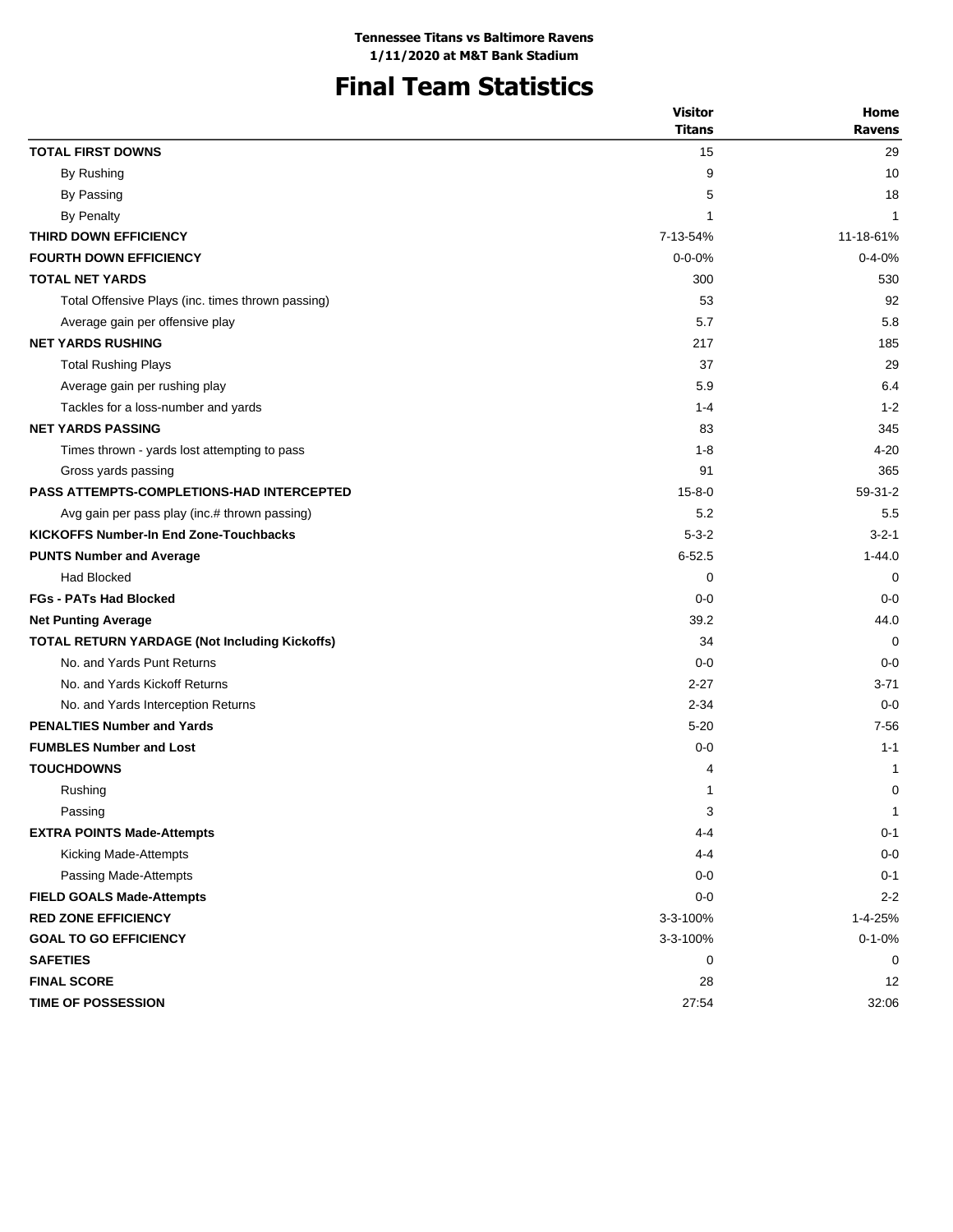**Tennessee Titans vs Baltimore Ravens**
**1/11/2020 at M&T Bank Stadium**

# Final Team Statistics

| | Visitor Titans | Home Ravens |
|---|---|---|
| **TOTAL FIRST DOWNS** | 15 | 29 |
| By Rushing | 9 | 10 |
| By Passing | 5 | 18 |
| By Penalty | 1 | 1 |
| **THIRD DOWN EFFICIENCY** | 7-13-54% | 11-18-61% |
| **FOURTH DOWN EFFICIENCY** | 0-0-0% | 0-4-0% |
| **TOTAL NET YARDS** | 300 | 530 |
| Total Offensive Plays (inc. times thrown passing) | 53 | 92 |
| Average gain per offensive play | 5.7 | 5.8 |
| **NET YARDS RUSHING** | 217 | 185 |
| Total Rushing Plays | 37 | 29 |
| Average gain per rushing play | 5.9 | 6.4 |
| Tackles for a loss-number and yards | 1-4 | 1-2 |
| **NET YARDS PASSING** | 83 | 345 |
| Times thrown - yards lost attempting to pass | 1-8 | 4-20 |
| Gross yards passing | 91 | 365 |
| **PASS ATTEMPTS-COMPLETIONS-HAD INTERCEPTED** | 15-8-0 | 59-31-2 |
| Avg gain per pass play (inc.# thrown passing) | 5.2 | 5.5 |
| **KICKOFFS Number-In End Zone-Touchbacks** | 5-3-2 | 3-2-1 |
| **PUNTS Number and Average** | 6-52.5 | 1-44.0 |
| Had Blocked | 0 | 0 |
| **FGs - PATs Had Blocked** | 0-0 | 0-0 |
| **Net Punting Average** | 39.2 | 44.0 |
| **TOTAL RETURN YARDAGE (Not Including Kickoffs)** | 34 | 0 |
| No. and Yards Punt Returns | 0-0 | 0-0 |
| No. and Yards Kickoff Returns | 2-27 | 3-71 |
| No. and Yards Interception Returns | 2-34 | 0-0 |
| **PENALTIES Number and Yards** | 5-20 | 7-56 |
| **FUMBLES Number and Lost** | 0-0 | 1-1 |
| **TOUCHDOWNS** | 4 | 1 |
| Rushing | 1 | 0 |
| Passing | 3 | 1 |
| **EXTRA POINTS Made-Attempts** | 4-4 | 0-1 |
| Kicking Made-Attempts | 4-4 | 0-0 |
| Passing Made-Attempts | 0-0 | 0-1 |
| **FIELD GOALS Made-Attempts** | 0-0 | 2-2 |
| **RED ZONE EFFICIENCY** | 3-3-100% | 1-4-25% |
| **GOAL TO GO EFFICIENCY** | 3-3-100% | 0-1-0% |
| **SAFETIES** | 0 | 0 |
| **FINAL SCORE** | 28 | 12 |
| **TIME OF POSSESSION** | 27:54 | 32:06 |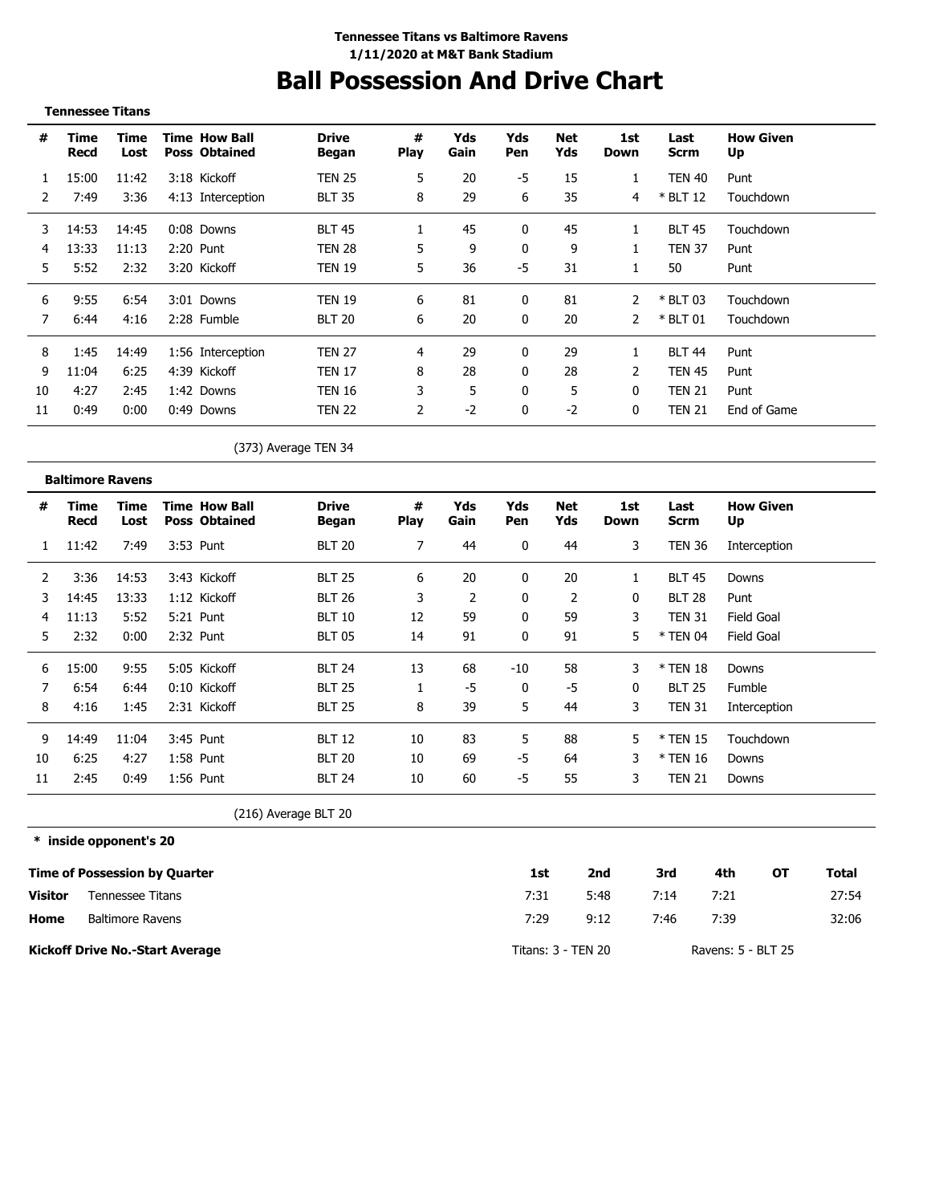**Tennessee Titans vs Baltimore Ravens**
**1/11/2020 at M&T Bank Stadium**

# Ball Possession And Drive Chart

**Tennessee Titans**

| # | Time Recd | Time Lost | Time Poss | How Ball Obtained | Drive Began | # Play | Yds Gain | Yds Pen | Net Yds | 1st Down | Last Scrm | How Given Up |
|---|---|---|---|---|---|---|---|---|---|---|---|---|
| 1 | 15:00 | 11:42 | 3:18 | Kickoff | TEN 25 | 5 | 20 | -5 | 15 | 1 | TEN 40 | Punt |
| 2 | 7:49 | 3:36 | 4:13 | Interception | BLT 35 | 8 | 29 | 6 | 35 | 4 | * BLT 12 | Touchdown |
| 3 | 14:53 | 14:45 | 0:08 | Downs | BLT 45 | 1 | 45 | 0 | 45 | 1 | BLT 45 | Touchdown |
| 4 | 13:33 | 11:13 | 2:20 | Punt | TEN 28 | 5 | 9 | 0 | 9 | 1 | TEN 37 | Punt |
| 5 | 5:52 | 2:32 | 3:20 | Kickoff | TEN 19 | 5 | 36 | -5 | 31 | 1 | 50 | Punt |
| 6 | 9:55 | 6:54 | 3:01 | Downs | TEN 19 | 6 | 81 | 0 | 81 | 2 | * BLT 03 | Touchdown |
| 7 | 6:44 | 4:16 | 2:28 | Fumble | BLT 20 | 6 | 20 | 0 | 20 | 2 | * BLT 01 | Touchdown |
| 8 | 1:45 | 14:49 | 1:56 | Interception | TEN 27 | 4 | 29 | 0 | 29 | 1 | BLT 44 | Punt |
| 9 | 11:04 | 6:25 | 4:39 | Kickoff | TEN 17 | 8 | 28 | 0 | 28 | 2 | TEN 45 | Punt |
| 10 | 4:27 | 2:45 | 1:42 | Downs | TEN 16 | 3 | 5 | 0 | 5 | 0 | TEN 21 | Punt |
| 11 | 0:49 | 0:00 | 0:49 | Downs | TEN 22 | 2 | -2 | 0 | -2 | 0 | TEN 21 | End of Game |

(373) Average TEN 34

**Baltimore Ravens**

| # | Time Recd | Time Lost | Time Poss | How Ball Obtained | Drive Began | # Play | Yds Gain | Yds Pen | Net Yds | 1st Down | Last Scrm | How Given Up |
|---|---|---|---|---|---|---|---|---|---|---|---|---|
| 1 | 11:42 | 7:49 | 3:53 | Punt | BLT 20 | 7 | 44 | 0 | 44 | 3 | TEN 36 | Interception |
| 2 | 3:36 | 14:53 | 3:43 | Kickoff | BLT 25 | 6 | 20 | 0 | 20 | 1 | BLT 45 | Downs |
| 3 | 14:45 | 13:33 | 1:12 | Kickoff | BLT 26 | 3 | 2 | 0 | 2 | 0 | BLT 28 | Punt |
| 4 | 11:13 | 5:52 | 5:21 | Punt | BLT 10 | 12 | 59 | 0 | 59 | 3 | TEN 31 | Field Goal |
| 5 | 2:32 | 0:00 | 2:32 | Punt | BLT 05 | 14 | 91 | 0 | 91 | 5 | * TEN 04 | Field Goal |
| 6 | 15:00 | 9:55 | 5:05 | Kickoff | BLT 24 | 13 | 68 | -10 | 58 | 3 | * TEN 18 | Downs |
| 7 | 6:54 | 6:44 | 0:10 | Kickoff | BLT 25 | 1 | -5 | 0 | -5 | 0 | BLT 25 | Fumble |
| 8 | 4:16 | 1:45 | 2:31 | Kickoff | BLT 25 | 8 | 39 | 5 | 44 | 3 | TEN 31 | Interception |
| 9 | 14:49 | 11:04 | 3:45 | Punt | BLT 12 | 10 | 83 | 5 | 88 | 5 | * TEN 15 | Touchdown |
| 10 | 6:25 | 4:27 | 1:58 | Punt | BLT 20 | 10 | 69 | -5 | 64 | 3 | * TEN 16 | Downs |
| 11 | 2:45 | 0:49 | 1:56 | Punt | BLT 24 | 10 | 60 | -5 | 55 | 3 | TEN 21 | Downs |

(216) Average BLT 20

**\* inside opponent's 20**

| Time of Possession by Quarter | | 1st | 2nd | 3rd | 4th | OT | Total |
|---|---|---|---|---|---|---|---|
| Visitor | Tennessee Titans | 7:31 | 5:48 | 7:14 | 7:21 | | 27:54 |
| Home | Baltimore Ravens | 7:29 | 9:12 | 7:46 | 7:39 | | 32:06 |

**Kickoff Drive No.-Start Average** — Titans: 3 - TEN 20 — Ravens: 5 - BLT 25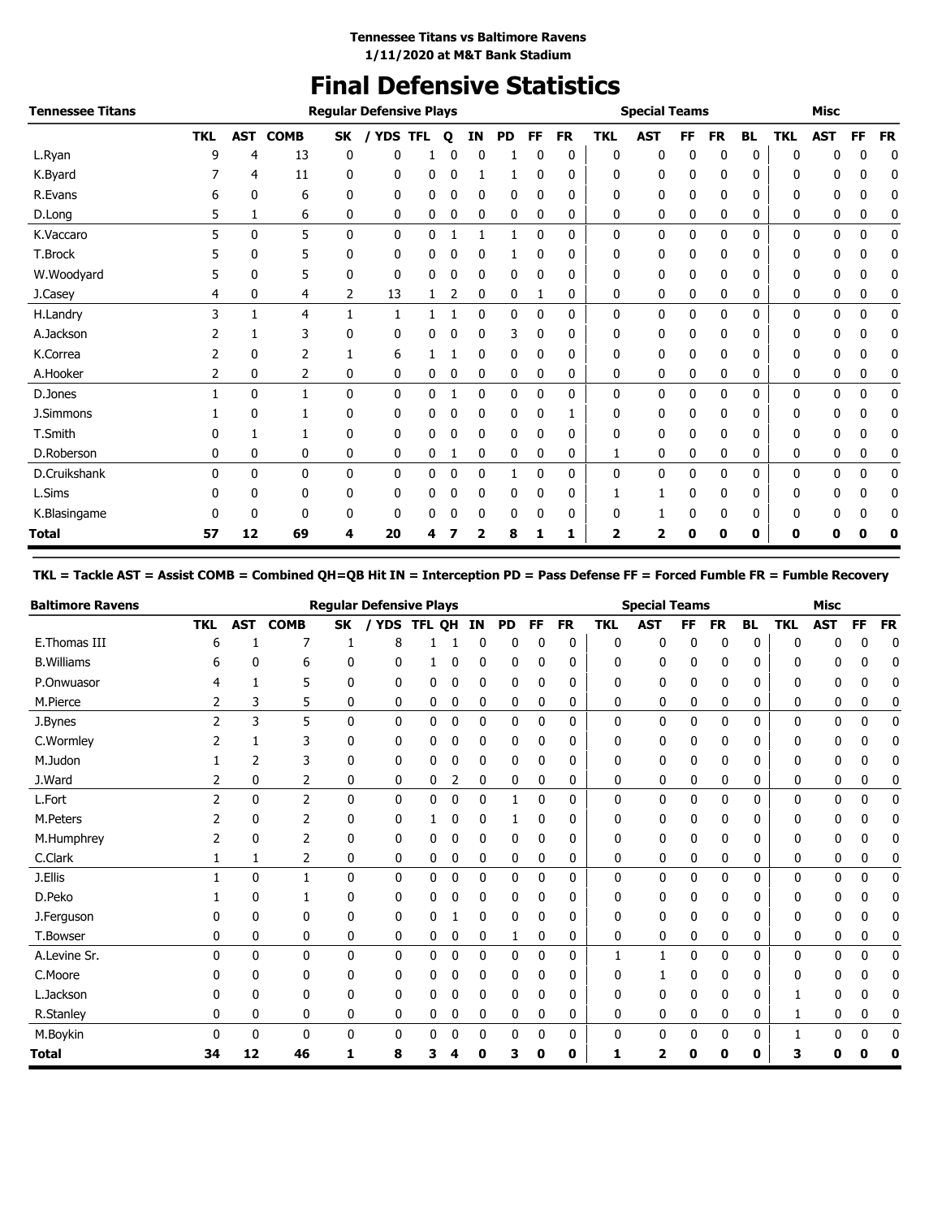**Tennessee Titans vs Baltimore Ravens**
**1/11/2020 at M&T Bank Stadium**

# Final Defensive Statistics

| Tennessee Titans | Regular Defensive Plays | | | | | | | | | | | Special Teams | | | | | Misc | | | |
|---|---|---|---|---|---|---|---|---|---|---|---|---|---|---|---|---|---|---|---|---|
| | TKL | AST | COMB | SK | / YDS | TFL | Q | IN | PD | FF | FR | TKL | AST | FF | FR | BL | TKL | AST | FF | FR |
| L.Ryan | 9 | 4 | 13 | 0 | 0 | 1 | 0 | 0 | 1 | 0 | 0 | 0 | 0 | 0 | 0 | 0 | 0 | 0 | 0 | 0 |
| K.Byard | 7 | 4 | 11 | 0 | 0 | 0 | 0 | 1 | 1 | 0 | 0 | 0 | 0 | 0 | 0 | 0 | 0 | 0 | 0 | 0 |
| R.Evans | 6 | 0 | 6 | 0 | 0 | 0 | 0 | 0 | 0 | 0 | 0 | 0 | 0 | 0 | 0 | 0 | 0 | 0 | 0 | 0 |
| D.Long | 5 | 1 | 6 | 0 | 0 | 0 | 0 | 0 | 0 | 0 | 0 | 0 | 0 | 0 | 0 | 0 | 0 | 0 | 0 | 0 |
| K.Vaccaro | 5 | 0 | 5 | 0 | 0 | 0 | 1 | 1 | 1 | 0 | 0 | 0 | 0 | 0 | 0 | 0 | 0 | 0 | 0 | 0 |
| T.Brock | 5 | 0 | 5 | 0 | 0 | 0 | 0 | 0 | 1 | 0 | 0 | 0 | 0 | 0 | 0 | 0 | 0 | 0 | 0 | 0 |
| W.Woodyard | 5 | 0 | 5 | 0 | 0 | 0 | 0 | 0 | 0 | 0 | 0 | 0 | 0 | 0 | 0 | 0 | 0 | 0 | 0 | 0 |
| J.Casey | 4 | 0 | 4 | 2 | 13 | 1 | 2 | 0 | 0 | 1 | 0 | 0 | 0 | 0 | 0 | 0 | 0 | 0 | 0 | 0 |
| H.Landry | 3 | 1 | 4 | 1 | 1 | 1 | 1 | 0 | 0 | 0 | 0 | 0 | 0 | 0 | 0 | 0 | 0 | 0 | 0 | 0 |
| A.Jackson | 2 | 1 | 3 | 0 | 0 | 0 | 0 | 0 | 3 | 0 | 0 | 0 | 0 | 0 | 0 | 0 | 0 | 0 | 0 | 0 |
| K.Correa | 2 | 0 | 2 | 1 | 6 | 1 | 1 | 0 | 0 | 0 | 0 | 0 | 0 | 0 | 0 | 0 | 0 | 0 | 0 | 0 |
| A.Hooker | 2 | 0 | 2 | 0 | 0 | 0 | 0 | 0 | 0 | 0 | 0 | 0 | 0 | 0 | 0 | 0 | 0 | 0 | 0 | 0 |
| D.Jones | 1 | 0 | 1 | 0 | 0 | 0 | 1 | 0 | 0 | 0 | 0 | 0 | 0 | 0 | 0 | 0 | 0 | 0 | 0 | 0 |
| J.Simmons | 1 | 0 | 1 | 0 | 0 | 0 | 0 | 0 | 0 | 0 | 1 | 0 | 0 | 0 | 0 | 0 | 0 | 0 | 0 | 0 |
| T.Smith | 0 | 1 | 1 | 0 | 0 | 0 | 0 | 0 | 0 | 0 | 0 | 0 | 0 | 0 | 0 | 0 | 0 | 0 | 0 | 0 |
| D.Roberson | 0 | 0 | 0 | 0 | 0 | 0 | 1 | 0 | 0 | 0 | 0 | 1 | 0 | 0 | 0 | 0 | 0 | 0 | 0 | 0 |
| D.Cruikshank | 0 | 0 | 0 | 0 | 0 | 0 | 0 | 0 | 1 | 0 | 0 | 0 | 0 | 0 | 0 | 0 | 0 | 0 | 0 | 0 |
| L.Sims | 0 | 0 | 0 | 0 | 0 | 0 | 0 | 0 | 0 | 0 | 0 | 1 | 1 | 0 | 0 | 0 | 0 | 0 | 0 | 0 |
| K.Blasingame | 0 | 0 | 0 | 0 | 0 | 0 | 0 | 0 | 0 | 0 | 0 | 0 | 1 | 0 | 0 | 0 | 0 | 0 | 0 | 0 |
| **Total** | **57** | **12** | **69** | **4** | **20** | **4** | **7** | **2** | **8** | **1** | **1** | **2** | **2** | **0** | **0** | **0** | **0** | **0** | **0** | **0** |

**TKL = Tackle AST = Assist COMB = Combined QH=QB Hit IN = Interception PD = Pass Defense FF = Forced Fumble FR = Fumble Recovery**

| Baltimore Ravens | Regular Defensive Plays | | | | | | | | | | | Special Teams | | | | | Misc | | | |
|---|---|---|---|---|---|---|---|---|---|---|---|---|---|---|---|---|---|---|---|---|
| | TKL | AST | COMB | SK | / YDS | TFL | QH | IN | PD | FF | FR | TKL | AST | FF | FR | BL | TKL | AST | FF | FR |
| E.Thomas III | 6 | 1 | 7 | 1 | 8 | 1 | 1 | 0 | 0 | 0 | 0 | 0 | 0 | 0 | 0 | 0 | 0 | 0 | 0 | 0 |
| B.Williams | 6 | 0 | 6 | 0 | 0 | 1 | 0 | 0 | 0 | 0 | 0 | 0 | 0 | 0 | 0 | 0 | 0 | 0 | 0 | 0 |
| P.Onwuasor | 4 | 1 | 5 | 0 | 0 | 0 | 0 | 0 | 0 | 0 | 0 | 0 | 0 | 0 | 0 | 0 | 0 | 0 | 0 | 0 |
| M.Pierce | 2 | 3 | 5 | 0 | 0 | 0 | 0 | 0 | 0 | 0 | 0 | 0 | 0 | 0 | 0 | 0 | 0 | 0 | 0 | 0 |
| J.Bynes | 2 | 3 | 5 | 0 | 0 | 0 | 0 | 0 | 0 | 0 | 0 | 0 | 0 | 0 | 0 | 0 | 0 | 0 | 0 | 0 |
| C.Wormley | 2 | 1 | 3 | 0 | 0 | 0 | 0 | 0 | 0 | 0 | 0 | 0 | 0 | 0 | 0 | 0 | 0 | 0 | 0 | 0 |
| M.Judon | 1 | 2 | 3 | 0 | 0 | 0 | 0 | 0 | 0 | 0 | 0 | 0 | 0 | 0 | 0 | 0 | 0 | 0 | 0 | 0 |
| J.Ward | 2 | 0 | 2 | 0 | 0 | 0 | 2 | 0 | 0 | 0 | 0 | 0 | 0 | 0 | 0 | 0 | 0 | 0 | 0 | 0 |
| L.Fort | 2 | 0 | 2 | 0 | 0 | 0 | 0 | 0 | 1 | 0 | 0 | 0 | 0 | 0 | 0 | 0 | 0 | 0 | 0 | 0 |
| M.Peters | 2 | 0 | 2 | 0 | 0 | 1 | 0 | 0 | 1 | 0 | 0 | 0 | 0 | 0 | 0 | 0 | 0 | 0 | 0 | 0 |
| M.Humphrey | 2 | 0 | 2 | 0 | 0 | 0 | 0 | 0 | 0 | 0 | 0 | 0 | 0 | 0 | 0 | 0 | 0 | 0 | 0 | 0 |
| C.Clark | 1 | 1 | 2 | 0 | 0 | 0 | 0 | 0 | 0 | 0 | 0 | 0 | 0 | 0 | 0 | 0 | 0 | 0 | 0 | 0 |
| J.Ellis | 1 | 0 | 1 | 0 | 0 | 0 | 0 | 0 | 0 | 0 | 0 | 0 | 0 | 0 | 0 | 0 | 0 | 0 | 0 | 0 |
| D.Peko | 1 | 0 | 1 | 0 | 0 | 0 | 0 | 0 | 0 | 0 | 0 | 0 | 0 | 0 | 0 | 0 | 0 | 0 | 0 | 0 |
| J.Ferguson | 0 | 0 | 0 | 0 | 0 | 0 | 1 | 0 | 0 | 0 | 0 | 0 | 0 | 0 | 0 | 0 | 0 | 0 | 0 | 0 |
| T.Bowser | 0 | 0 | 0 | 0 | 0 | 0 | 0 | 0 | 1 | 0 | 0 | 0 | 0 | 0 | 0 | 0 | 0 | 0 | 0 | 0 |
| A.Levine Sr. | 0 | 0 | 0 | 0 | 0 | 0 | 0 | 0 | 0 | 0 | 0 | 1 | 1 | 0 | 0 | 0 | 0 | 0 | 0 | 0 |
| C.Moore | 0 | 0 | 0 | 0 | 0 | 0 | 0 | 0 | 0 | 0 | 0 | 0 | 1 | 0 | 0 | 0 | 0 | 0 | 0 | 0 |
| L.Jackson | 0 | 0 | 0 | 0 | 0 | 0 | 0 | 0 | 0 | 0 | 0 | 0 | 0 | 0 | 0 | 0 | 1 | 0 | 0 | 0 |
| R.Stanley | 0 | 0 | 0 | 0 | 0 | 0 | 0 | 0 | 0 | 0 | 0 | 0 | 0 | 0 | 0 | 0 | 1 | 0 | 0 | 0 |
| M.Boykin | 0 | 0 | 0 | 0 | 0 | 0 | 0 | 0 | 0 | 0 | 0 | 0 | 0 | 0 | 0 | 0 | 1 | 0 | 0 | 0 |
| **Total** | **34** | **12** | **46** | **1** | **8** | **3** | **4** | **0** | **3** | **0** | **0** | **1** | **2** | **0** | **0** | **0** | **3** | **0** | **0** | **0** |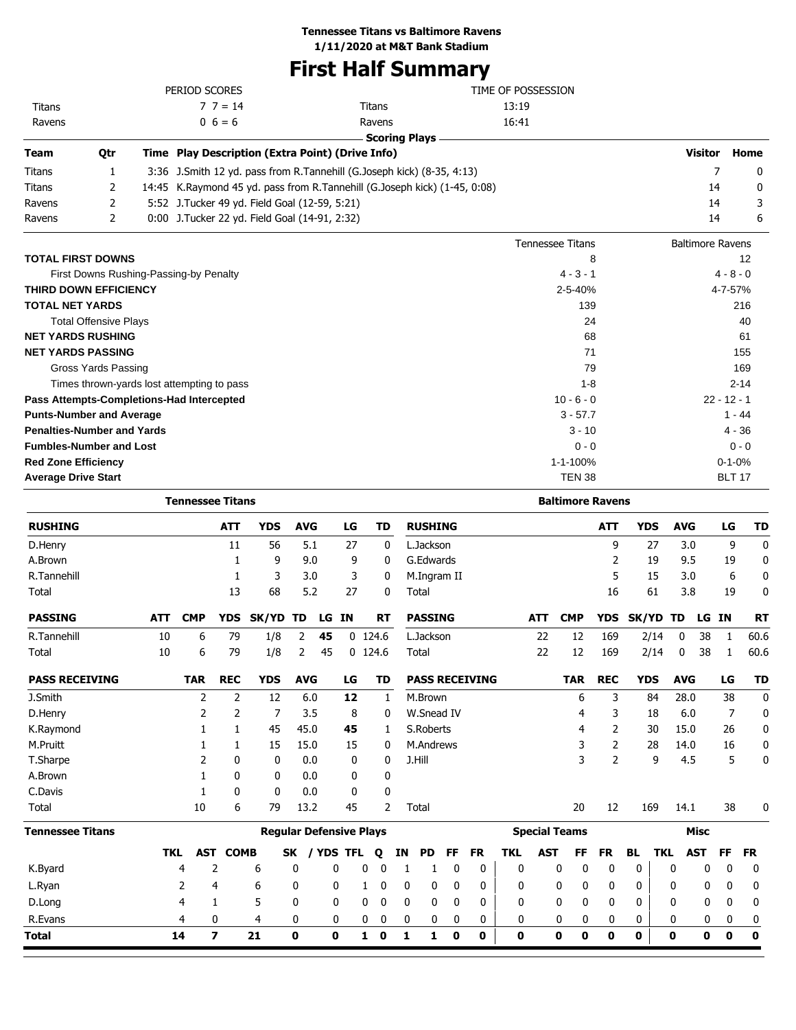**Tennessee Titans vs Baltimore Ravens**
**1/11/2020 at M&T Bank Stadium**

# First Half Summary

| PERIOD SCORES | | | TIME OF POSSESSION |
|---|---|---|---|
| Titans | 7 7 = 14 | Titans | 13:19 |
| Ravens | 0 6 = 6 | Ravens | 16:41 |

## Scoring Plays

| Team | Qtr | Time | Play Description (Extra Point) (Drive Info) | Visitor | Home |
|---|---|---|---|---|---|
| Titans | 1 | 3:36 | J.Smith 12 yd. pass from R.Tannehill (G.Joseph kick) (8-35, 4:13) | 7 | 0 |
| Titans | 2 | 14:45 | K.Raymond 45 yd. pass from R.Tannehill (G.Joseph kick) (1-45, 0:08) | 14 | 0 |
| Ravens | 2 | 5:52 | J.Tucker 49 yd. Field Goal (12-59, 5:21) | 14 | 3 |
| Ravens | 2 | 0:00 | J.Tucker 22 yd. Field Goal (14-91, 2:32) | 14 | 6 |

| | Tennessee Titans | Baltimore Ravens |
|---|---|---|
| **TOTAL FIRST DOWNS** | 8 | 12 |
| First Downs Rushing-Passing-by Penalty | 4 - 3 - 1 | 4 - 8 - 0 |
| **THIRD DOWN EFFICIENCY** | 2-5-40% | 4-7-57% |
| **TOTAL NET YARDS** | 139 | 216 |
| Total Offensive Plays | 24 | 40 |
| **NET YARDS RUSHING** | 68 | 61 |
| **NET YARDS PASSING** | 71 | 155 |
| Gross Yards Passing | 79 | 169 |
| Times thrown-yards lost attempting to pass | 1-8 | 2-14 |
| **Pass Attempts-Completions-Had Intercepted** | 10 - 6 - 0 | 22 - 12 - 1 |
| **Punts-Number and Average** | 3 - 57.7 | 1 - 44 |
| **Penalties-Number and Yards** | 3 - 10 | 4 - 36 |
| **Fumbles-Number and Lost** | 0 - 0 | 0 - 0 |
| **Red Zone Efficiency** | 1-1-100% | 0-1-0% |
| **Average Drive Start** | TEN 38 | BLT 17 |

## Tennessee Titans

| RUSHING | ATT | YDS | AVG | LG | TD |
|---|---|---|---|---|---|
| D.Henry | 11 | 56 | 5.1 | 27 | 0 |
| A.Brown | 1 | 9 | 9.0 | 9 | 0 |
| R.Tannehill | 1 | 3 | 3.0 | 3 | 0 |
| Total | 13 | 68 | 5.2 | 27 | 0 |

| PASSING | ATT | CMP | YDS | SK/YD | TD | LG | IN | RT |
|---|---|---|---|---|---|---|---|---|
| R.Tannehill | 10 | 6 | 79 | 1/8 | 2 | **45** | 0 | 124.6 |
| Total | 10 | 6 | 79 | 1/8 | 2 | 45 | 0 | 124.6 |

| PASS RECEIVING | TAR | REC | YDS | AVG | LG | TD |
|---|---|---|---|---|---|---|
| J.Smith | 2 | 2 | 12 | 6.0 | **12** | 1 |
| D.Henry | 2 | 2 | 7 | 3.5 | 8 | 0 |
| K.Raymond | 1 | 1 | 45 | 45.0 | **45** | 1 |
| M.Pruitt | 1 | 1 | 15 | 15.0 | 15 | 0 |
| T.Sharpe | 2 | 0 | 0 | 0.0 | 0 | 0 |
| A.Brown | 1 | 0 | 0 | 0.0 | 0 | 0 |
| C.Davis | 1 | 0 | 0 | 0.0 | 0 | 0 |
| Total | 10 | 6 | 79 | 13.2 | 45 | 2 |

## Baltimore Ravens

| RUSHING | ATT | YDS | AVG | LG | TD |
|---|---|---|---|---|---|
| L.Jackson | 9 | 27 | 3.0 | 9 | 0 |
| G.Edwards | 2 | 19 | 9.5 | 19 | 0 |
| M.Ingram II | 5 | 15 | 3.0 | 6 | 0 |
| Total | 16 | 61 | 3.8 | 19 | 0 |

| PASSING | ATT | CMP | YDS | SK/YD | TD | LG | IN | RT |
|---|---|---|---|---|---|---|---|---|
| L.Jackson | 22 | 12 | 169 | 2/14 | 0 | 38 | 1 | 60.6 |
| Total | 22 | 12 | 169 | 2/14 | 0 | 38 | 1 | 60.6 |

| PASS RECEIVING | TAR | REC | YDS | AVG | LG | TD |
|---|---|---|---|---|---|---|
| M.Brown | 6 | 3 | 84 | 28.0 | 38 | 0 |
| W.Snead IV | 4 | 3 | 18 | 6.0 | 7 | 0 |
| S.Roberts | 4 | 2 | 30 | 15.0 | 26 | 0 |
| M.Andrews | 3 | 2 | 28 | 14.0 | 16 | 0 |
| J.Hill | 3 | 2 | 9 | 4.5 | 5 | 0 |
| Total | 20 | 12 | 169 | 14.1 | 38 | 0 |

## Tennessee Titans

| | Regular Defensive Plays | | | | | | | | | | | | Special Teams | | | | | Misc | | | |
|---|---|---|---|---|---|---|---|---|---|---|---|---|---|---|---|---|---|---|---|---|---|
| | TKL | AST | COMB | SK | / YDS | TFL | Q | IN | PD | FF | FR | TKL | AST | FF | FR | BL | TKL | AST | FF | FR |
| K.Byard | 4 | 2 | 6 | 0 | 0 | 0 | 0 | 1 | 1 | 0 | 0 | 0 | 0 | 0 | 0 | 0 | 0 | 0 | 0 | 0 |
| L.Ryan | 2 | 4 | 6 | 0 | 0 | 1 | 0 | 0 | 0 | 0 | 0 | 0 | 0 | 0 | 0 | 0 | 0 | 0 | 0 | 0 |
| D.Long | 4 | 1 | 5 | 0 | 0 | 0 | 0 | 0 | 0 | 0 | 0 | 0 | 0 | 0 | 0 | 0 | 0 | 0 | 0 | 0 |
| R.Evans | 4 | 0 | 4 | 0 | 0 | 0 | 0 | 0 | 0 | 0 | 0 | 0 | 0 | 0 | 0 | 0 | 0 | 0 | 0 | 0 |
| **Total** | **14** | **7** | **21** | **0** | **0** | **1** | **0** | **1** | **1** | **0** | **0** | **0** | **0** | **0** | **0** | **0** | **0** | **0** | **0** | **0** |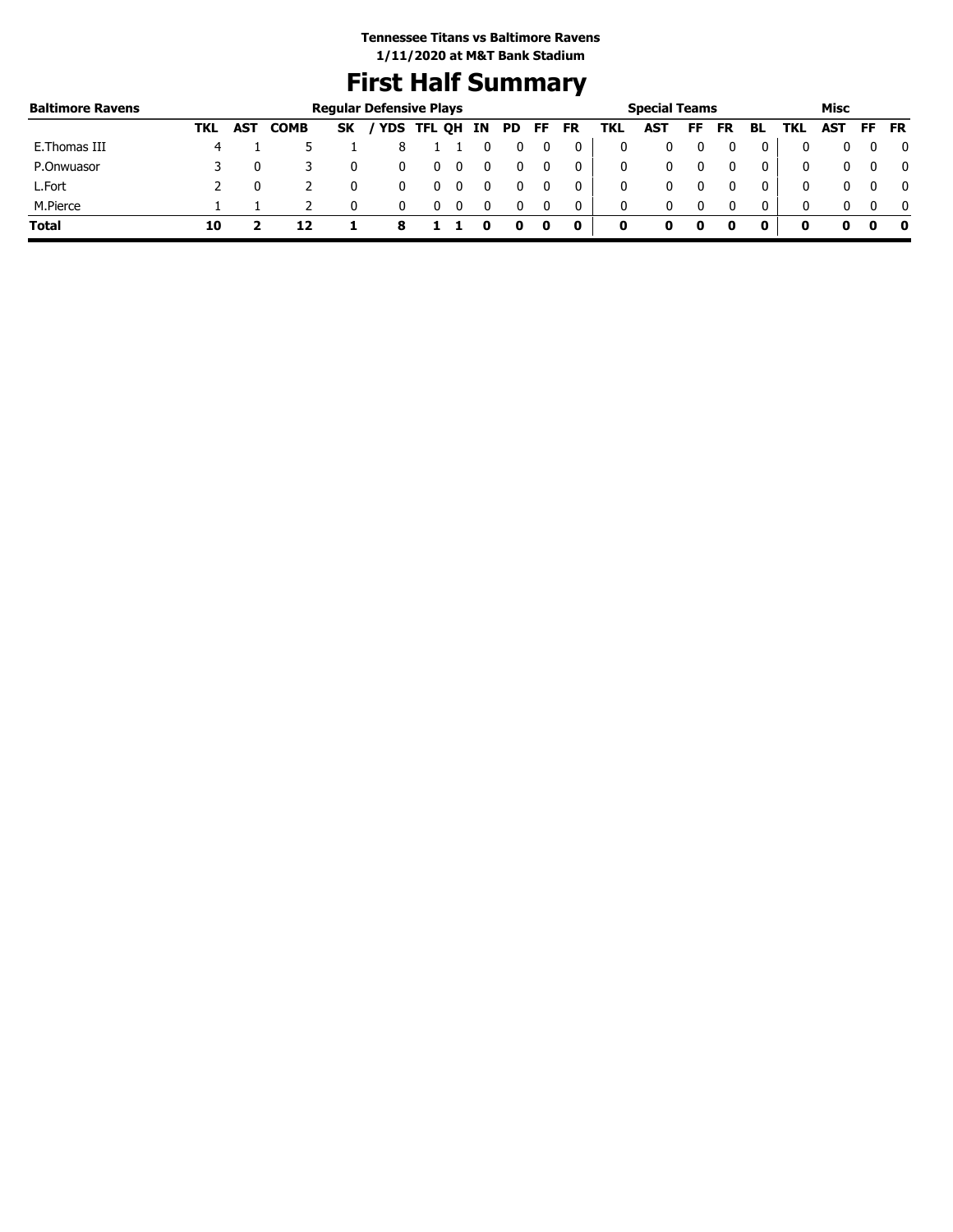**Tennessee Titans vs Baltimore Ravens**
**1/11/2020 at M&T Bank Stadium**

# First Half Summary

| Baltimore Ravens | Regular Defensive Plays | | | | | | | | | | | Special Teams | | | | | Misc | | | |
|---|---|---|---|---|---|---|---|---|---|---|---|---|---|---|---|---|---|---|---|---|
| | TKL | AST | COMB | SK | / YDS | TFL | QH | IN | PD | FF | FR | TKL | AST | FF | FR | BL | TKL | AST | FF | FR |
| E.Thomas III | 4 | 1 | 5 | 1 | 8 | 1 | 1 | 0 | 0 | 0 | 0 | 0 | 0 | 0 | 0 | 0 | 0 | 0 | 0 | 0 |
| P.Onwuasor | 3 | 0 | 3 | 0 | 0 | 0 | 0 | 0 | 0 | 0 | 0 | 0 | 0 | 0 | 0 | 0 | 0 | 0 | 0 | 0 |
| L.Fort | 2 | 0 | 2 | 0 | 0 | 0 | 0 | 0 | 0 | 0 | 0 | 0 | 0 | 0 | 0 | 0 | 0 | 0 | 0 | 0 |
| M.Pierce | 1 | 1 | 2 | 0 | 0 | 0 | 0 | 0 | 0 | 0 | 0 | 0 | 0 | 0 | 0 | 0 | 0 | 0 | 0 | 0 |
| **Total** | **10** | **2** | **12** | **1** | **8** | **1** | **1** | **0** | **0** | **0** | **0** | **0** | **0** | **0** | **0** | **0** | **0** | **0** | **0** | **0** |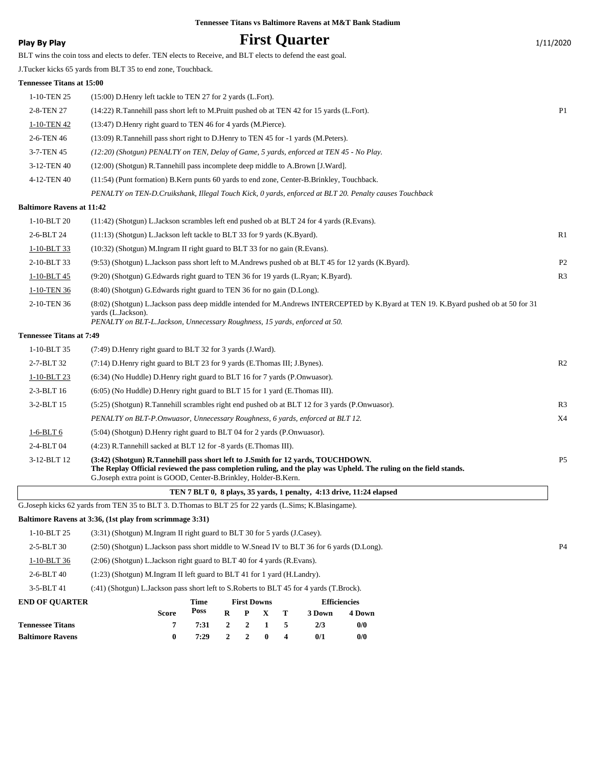Tennessee Titans vs Baltimore Ravens at M&T Bank Stadium

**Play By Play** — **First Quarter** — 1/11/2020

BLT wins the coin toss and elects to defer. TEN elects to Receive, and BLT elects to defend the east goal.

J.Tucker kicks 65 yards from BLT 35 to end zone, Touchback.

**Tennessee Titans at 15:00**

| Down | Play | |
|---|---|---|
| 1-10-TEN 25 | (15:00) D.Henry left tackle to TEN 27 for 2 yards (L.Fort). | |
| 2-8-TEN 27 | (14:22) R.Tannehill pass short left to M.Pruitt pushed ob at TEN 42 for 15 yards (L.Fort). | P1 |
| 1-10-TEN 42 | (13:47) D.Henry right guard to TEN 46 for 4 yards (M.Pierce). | |
| 2-6-TEN 46 | (13:09) R.Tannehill pass short right to D.Henry to TEN 45 for -1 yards (M.Peters). | |
| 3-7-TEN 45 | *(12:20) (Shotgun) PENALTY on TEN, Delay of Game, 5 yards, enforced at TEN 45 - No Play.* | |
| 3-12-TEN 40 | (12:00) (Shotgun) R.Tannehill pass incomplete deep middle to A.Brown [J.Ward]. | |
| 4-12-TEN 40 | (11:54) (Punt formation) B.Kern punts 60 yards to end zone, Center-B.Brinkley, Touchback. | |
| | *PENALTY on TEN-D.Cruikshank, Illegal Touch Kick, 0 yards, enforced at BLT 20. Penalty causes Touchback* | |

**Baltimore Ravens at 11:42**

| Down | Play | |
|---|---|---|
| 1-10-BLT 20 | (11:42) (Shotgun) L.Jackson scrambles left end pushed ob at BLT 24 for 4 yards (R.Evans). | |
| 2-6-BLT 24 | (11:13) (Shotgun) L.Jackson left tackle to BLT 33 for 9 yards (K.Byard). | R1 |
| 1-10-BLT 33 | (10:32) (Shotgun) M.Ingram II right guard to BLT 33 for no gain (R.Evans). | |
| 2-10-BLT 33 | (9:53) (Shotgun) L.Jackson pass short left to M.Andrews pushed ob at BLT 45 for 12 yards (K.Byard). | P2 |
| 1-10-BLT 45 | (9:20) (Shotgun) G.Edwards right guard to TEN 36 for 19 yards (L.Ryan; K.Byard). | R3 |
| 1-10-TEN 36 | (8:40) (Shotgun) G.Edwards right guard to TEN 36 for no gain (D.Long). | |
| 2-10-TEN 36 | (8:02) (Shotgun) L.Jackson pass deep middle intended for M.Andrews INTERCEPTED by K.Byard at TEN 19. K.Byard pushed ob at 50 for 31 yards (L.Jackson). *PENALTY on BLT-L.Jackson, Unnecessary Roughness, 15 yards, enforced at 50.* | |

**Tennessee Titans at 7:49**

| Down | Play | |
|---|---|---|
| 1-10-BLT 35 | (7:49) D.Henry right guard to BLT 32 for 3 yards (J.Ward). | |
| 2-7-BLT 32 | (7:14) D.Henry right guard to BLT 23 for 9 yards (E.Thomas III; J.Bynes). | R2 |
| 1-10-BLT 23 | (6:34) (No Huddle) D.Henry right guard to BLT 16 for 7 yards (P.Onwuasor). | |
| 2-3-BLT 16 | (6:05) (No Huddle) D.Henry right guard to BLT 15 for 1 yard (E.Thomas III). | |
| 3-2-BLT 15 | (5:25) (Shotgun) R.Tannehill scrambles right end pushed ob at BLT 12 for 3 yards (P.Onwuasor). | R3 |
| | *PENALTY on BLT-P.Onwuasor, Unnecessary Roughness, 6 yards, enforced at BLT 12.* | X4 |
| 1-6-BLT 6 | (5:04) (Shotgun) D.Henry right guard to BLT 04 for 2 yards (P.Onwuasor). | |
| 2-4-BLT 04 | (4:23) R.Tannehill sacked at BLT 12 for -8 yards (E.Thomas III). | |
| 3-12-BLT 12 | **(3:42) (Shotgun) R.Tannehill pass short left to J.Smith for 12 yards, TOUCHDOWN. The Replay Official reviewed the pass completion ruling, and the play was Upheld. The ruling on the field stands.** G.Joseph extra point is GOOD, Center-B.Brinkley, Holder-B.Kern. | P5 |

**TEN 7 BLT 0, 8 plays, 35 yards, 1 penalty, 4:13 drive, 11:24 elapsed**

G.Joseph kicks 62 yards from TEN 35 to BLT 3. D.Thomas to BLT 25 for 22 yards (L.Sims; K.Blasingame).

**Baltimore Ravens at 3:36, (1st play from scrimmage 3:31)**

| Down | Play | |
|---|---|---|
| 1-10-BLT 25 | (3:31) (Shotgun) M.Ingram II right guard to BLT 30 for 5 yards (J.Casey). | |
| 2-5-BLT 30 | (2:50) (Shotgun) L.Jackson pass short middle to W.Snead IV to BLT 36 for 6 yards (D.Long). | P4 |
| 1-10-BLT 36 | (2:06) (Shotgun) L.Jackson right guard to BLT 40 for 4 yards (R.Evans). | |
| 2-6-BLT 40 | (1:23) (Shotgun) M.Ingram II left guard to BLT 41 for 1 yard (H.Landry). | |
| 3-5-BLT 41 | (:41) (Shotgun) L.Jackson pass short left to S.Roberts to BLT 45 for 4 yards (T.Brock). | |

| END OF QUARTER | Score | Time Poss | First Downs R | P | X | T | Efficiencies 3 Down | 4 Down |
|---|---|---|---|---|---|---|---|---|
| Tennessee Titans | 7 | 7:31 | 2 | 2 | 1 | 5 | 2/3 | 0/0 |
| Baltimore Ravens | 0 | 7:29 | 2 | 2 | 0 | 4 | 0/1 | 0/0 |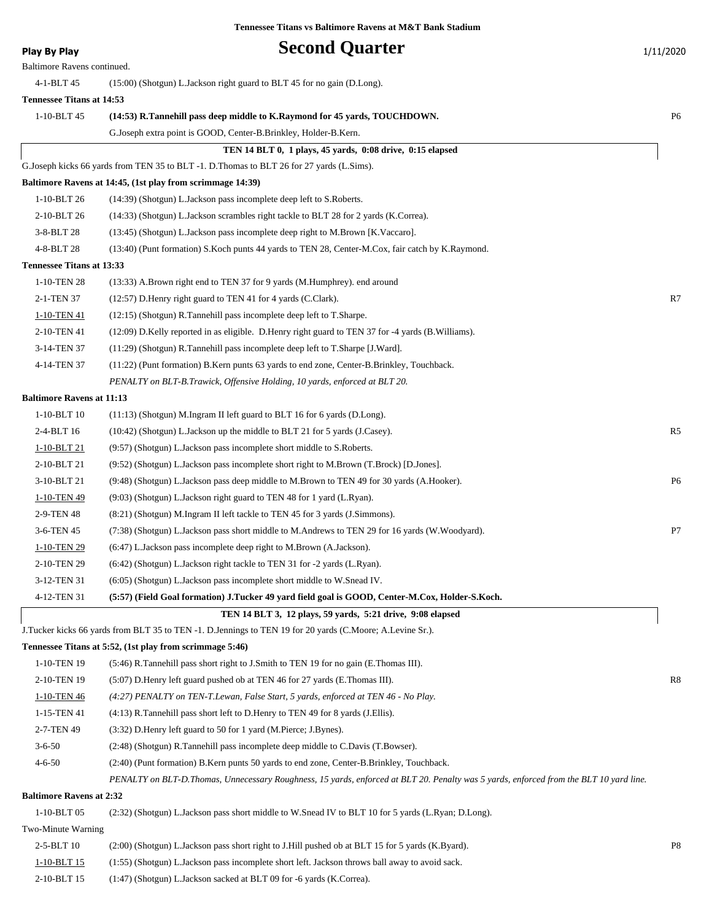**Tennessee Titans vs Baltimore Ravens at M&T Bank Stadium**

**Play By Play**

# Second Quarter

1/11/2020

Baltimore Ravens continued.

| Down | Play | |
|---|---|---|
| 4-1-BLT 45 | (15:00) (Shotgun) L.Jackson right guard to BLT 45 for no gain (D.Long). | |
| **Tennessee Titans at 14:53** | | |
| 1-10-BLT 45 | **(14:53) R.Tannehill pass deep middle to K.Raymond for 45 yards, TOUCHDOWN.** | P6 |
| | G.Joseph extra point is GOOD, Center-B.Brinkley, Holder-B.Kern. | |
| | **TEN 14 BLT 0, 1 plays, 45 yards, 0:08 drive, 0:15 elapsed** | |
| | G.Joseph kicks 66 yards from TEN 35 to BLT -1. D.Thomas to BLT 26 for 27 yards (L.Sims). | |
| **Baltimore Ravens at 14:45, (1st play from scrimmage 14:39)** | | |
| 1-10-BLT 26 | (14:39) (Shotgun) L.Jackson pass incomplete deep left to S.Roberts. | |
| 2-10-BLT 26 | (14:33) (Shotgun) L.Jackson scrambles right tackle to BLT 28 for 2 yards (K.Correa). | |
| 3-8-BLT 28 | (13:45) (Shotgun) L.Jackson pass incomplete deep right to M.Brown [K.Vaccaro]. | |
| 4-8-BLT 28 | (13:40) (Punt formation) S.Koch punts 44 yards to TEN 28, Center-M.Cox, fair catch by K.Raymond. | |
| **Tennessee Titans at 13:33** | | |
| 1-10-TEN 28 | (13:33) A.Brown right end to TEN 37 for 9 yards (M.Humphrey). end around | |
| 2-1-TEN 37 | (12:57) D.Henry right guard to TEN 41 for 4 yards (C.Clark). | R7 |
| 1-10-TEN 41 | (12:15) (Shotgun) R.Tannehill pass incomplete deep left to T.Sharpe. | |
| 2-10-TEN 41 | (12:09) D.Kelly reported in as eligible. D.Henry right guard to TEN 37 for -4 yards (B.Williams). | |
| 3-14-TEN 37 | (11:29) (Shotgun) R.Tannehill pass incomplete deep left to T.Sharpe [J.Ward]. | |
| 4-14-TEN 37 | (11:22) (Punt formation) B.Kern punts 63 yards to end zone, Center-B.Brinkley, Touchback. | |
| | *PENALTY on BLT-B.Trawick, Offensive Holding, 10 yards, enforced at BLT 20.* | |
| **Baltimore Ravens at 11:13** | | |
| 1-10-BLT 10 | (11:13) (Shotgun) M.Ingram II left guard to BLT 16 for 6 yards (D.Long). | |
| 2-4-BLT 16 | (10:42) (Shotgun) L.Jackson up the middle to BLT 21 for 5 yards (J.Casey). | R5 |
| 1-10-BLT 21 | (9:57) (Shotgun) L.Jackson pass incomplete short middle to S.Roberts. | |
| 2-10-BLT 21 | (9:52) (Shotgun) L.Jackson pass incomplete short right to M.Brown (T.Brock) [D.Jones]. | |
| 3-10-BLT 21 | (9:48) (Shotgun) L.Jackson pass deep middle to M.Brown to TEN 49 for 30 yards (A.Hooker). | P6 |
| 1-10-TEN 49 | (9:03) (Shotgun) L.Jackson right guard to TEN 48 for 1 yard (L.Ryan). | |
| 2-9-TEN 48 | (8:21) (Shotgun) M.Ingram II left tackle to TEN 45 for 3 yards (J.Simmons). | |
| 3-6-TEN 45 | (7:38) (Shotgun) L.Jackson pass short middle to M.Andrews to TEN 29 for 16 yards (W.Woodyard). | P7 |
| 1-10-TEN 29 | (6:47) L.Jackson pass incomplete deep right to M.Brown (A.Jackson). | |
| 2-10-TEN 29 | (6:42) (Shotgun) L.Jackson right tackle to TEN 31 for -2 yards (L.Ryan). | |
| 3-12-TEN 31 | (6:05) (Shotgun) L.Jackson pass incomplete short middle to W.Snead IV. | |
| 4-12-TEN 31 | **(5:57) (Field Goal formation) J.Tucker 49 yard field goal is GOOD, Center-M.Cox, Holder-S.Koch.** | |
| | **TEN 14 BLT 3, 12 plays, 59 yards, 5:21 drive, 9:08 elapsed** | |
| | J.Tucker kicks 66 yards from BLT 35 to TEN -1. D.Jennings to TEN 19 for 20 yards (C.Moore; A.Levine Sr.). | |
| **Tennessee Titans at 5:52, (1st play from scrimmage 5:46)** | | |
| 1-10-TEN 19 | (5:46) R.Tannehill pass short right to J.Smith to TEN 19 for no gain (E.Thomas III). | |
| 2-10-TEN 19 | (5:07) D.Henry left guard pushed ob at TEN 46 for 27 yards (E.Thomas III). | R8 |
| 1-10-TEN 46 | *(4:27) PENALTY on TEN-T.Lewan, False Start, 5 yards, enforced at TEN 46 - No Play.* | |
| 1-15-TEN 41 | (4:13) R.Tannehill pass short left to D.Henry to TEN 49 for 8 yards (J.Ellis). | |
| 2-7-TEN 49 | (3:32) D.Henry left guard to 50 for 1 yard (M.Pierce; J.Bynes). | |
| 3-6-50 | (2:48) (Shotgun) R.Tannehill pass incomplete deep middle to C.Davis (T.Bowser). | |
| 4-6-50 | (2:40) (Punt formation) B.Kern punts 50 yards to end zone, Center-B.Brinkley, Touchback. | |
| | *PENALTY on BLT-D.Thomas, Unnecessary Roughness, 15 yards, enforced at BLT 20. Penalty was 5 yards, enforced from the BLT 10 yard line.* | |
| **Baltimore Ravens at 2:32** | | |
| 1-10-BLT 05 | (2:32) (Shotgun) L.Jackson pass short middle to W.Snead IV to BLT 10 for 5 yards (L.Ryan; D.Long). | |
| Two-Minute Warning | | |
| 2-5-BLT 10 | (2:00) (Shotgun) L.Jackson pass short right to J.Hill pushed ob at BLT 15 for 5 yards (K.Byard). | P8 |
| 1-10-BLT 15 | (1:55) (Shotgun) L.Jackson pass incomplete short left. Jackson throws ball away to avoid sack. | |
| 2-10-BLT 15 | (1:47) (Shotgun) L.Jackson sacked at BLT 09 for -6 yards (K.Correa). | |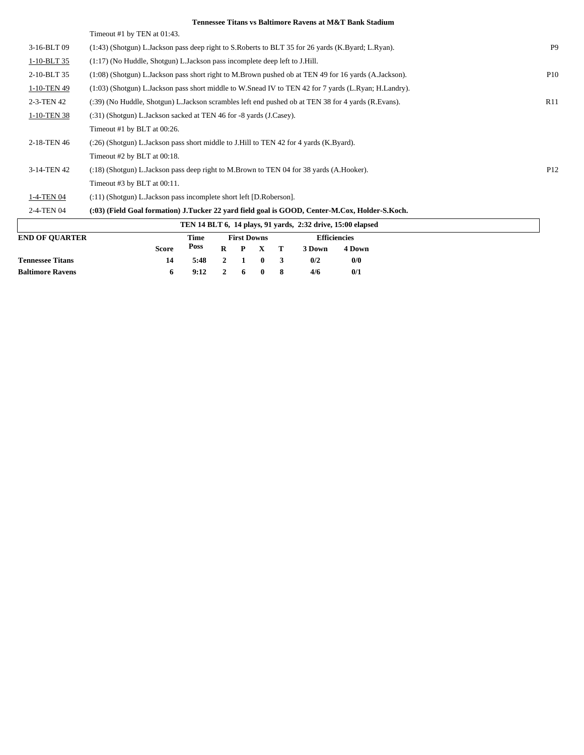**Tennessee Titans vs Baltimore Ravens at M&T Bank Stadium**

| Down | Play | |
|---|---|---|
| | Timeout #1 by TEN at 01:43. | |
| 3-16-BLT 09 | (1:43) (Shotgun) L.Jackson pass deep right to S.Roberts to BLT 35 for 26 yards (K.Byard; L.Ryan). | P9 |
| 1-10-BLT 35 | (1:17) (No Huddle, Shotgun) L.Jackson pass incomplete deep left to J.Hill. | |
| 2-10-BLT 35 | (1:08) (Shotgun) L.Jackson pass short right to M.Brown pushed ob at TEN 49 for 16 yards (A.Jackson). | P10 |
| 1-10-TEN 49 | (1:03) (Shotgun) L.Jackson pass short middle to W.Snead IV to TEN 42 for 7 yards (L.Ryan; H.Landry). | |
| 2-3-TEN 42 | (:39) (No Huddle, Shotgun) L.Jackson scrambles left end pushed ob at TEN 38 for 4 yards (R.Evans). | R11 |
| 1-10-TEN 38 | (:31) (Shotgun) L.Jackson sacked at TEN 46 for -8 yards (J.Casey). | |
| | Timeout #1 by BLT at 00:26. | |
| 2-18-TEN 46 | (:26) (Shotgun) L.Jackson pass short middle to J.Hill to TEN 42 for 4 yards (K.Byard). | |
| | Timeout #2 by BLT at 00:18. | |
| 3-14-TEN 42 | (:18) (Shotgun) L.Jackson pass deep right to M.Brown to TEN 04 for 38 yards (A.Hooker). | P12 |
| | Timeout #3 by BLT at 00:11. | |
| 1-4-TEN 04 | (:11) (Shotgun) L.Jackson pass incomplete short left [D.Roberson]. | |
| 2-4-TEN 04 | **(:03) (Field Goal formation) J.Tucker 22 yard field goal is GOOD, Center-M.Cox, Holder-S.Koch.** | |

**TEN 14 BLT 6, 14 plays, 91 yards, 2:32 drive, 15:00 elapsed**

| END OF QUARTER | Score | Time Poss | First Downs R | P | X | T | Efficiencies 3 Down | 4 Down |
|---|---|---|---|---|---|---|---|---|
| **Tennessee Titans** | 14 | 5:48 | 2 | 1 | 0 | 3 | 0/2 | 0/0 |
| **Baltimore Ravens** | 6 | 9:12 | 2 | 6 | 0 | 8 | 4/6 | 0/1 |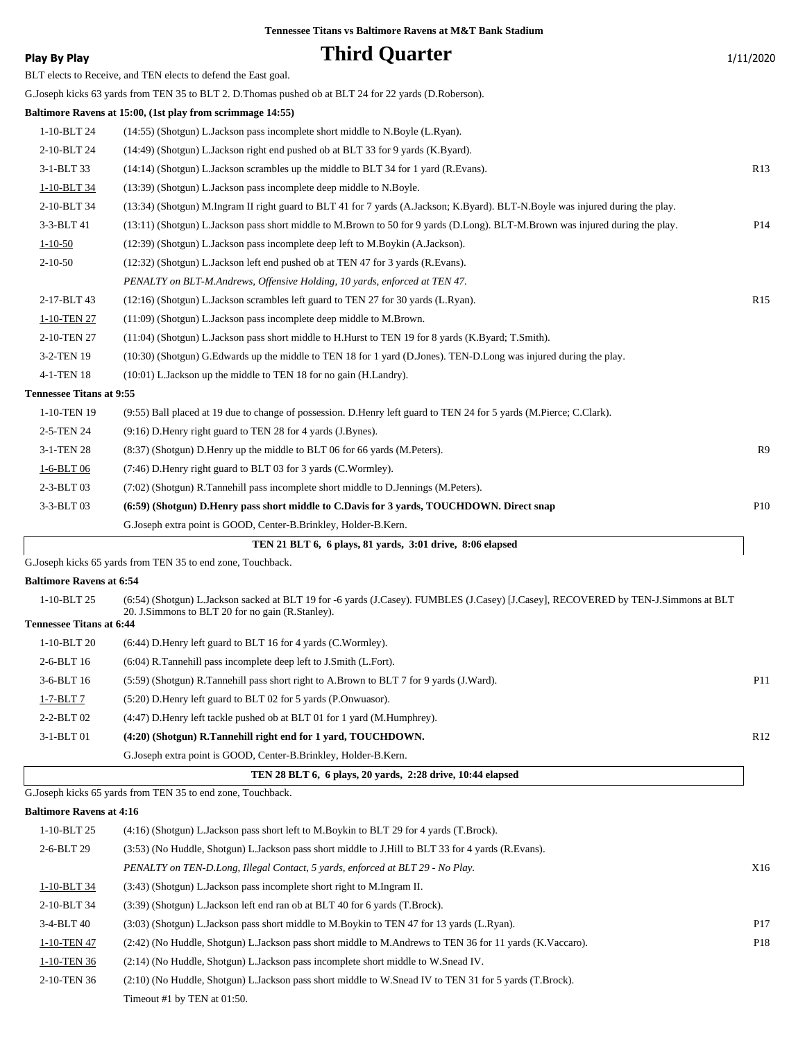**Tennessee Titans vs Baltimore Ravens at M&T Bank Stadium**

**Play By Play**

# Third Quarter

1/11/2020

BLT elects to Receive, and TEN elects to defend the East goal.

G.Joseph kicks 63 yards from TEN 35 to BLT 2. D.Thomas pushed ob at BLT 24 for 22 yards (D.Roberson).

**Baltimore Ravens at 15:00, (1st play from scrimmage 14:55)**

| | | |
|---|---|---|
| 1-10-BLT 24 | (14:55) (Shotgun) L.Jackson pass incomplete short middle to N.Boyle (L.Ryan). | |
| 2-10-BLT 24 | (14:49) (Shotgun) L.Jackson right end pushed ob at BLT 33 for 9 yards (K.Byard). | |
| 3-1-BLT 33 | (14:14) (Shotgun) L.Jackson scrambles up the middle to BLT 34 for 1 yard (R.Evans). | R13 |
| 1-10-BLT 34 | (13:39) (Shotgun) L.Jackson pass incomplete deep middle to N.Boyle. | |
| 2-10-BLT 34 | (13:34) (Shotgun) M.Ingram II right guard to BLT 41 for 7 yards (A.Jackson; K.Byard). BLT-N.Boyle was injured during the play. | |
| 3-3-BLT 41 | (13:11) (Shotgun) L.Jackson pass short middle to M.Brown to 50 for 9 yards (D.Long). BLT-M.Brown was injured during the play. | P14 |
| 1-10-50 | (12:39) (Shotgun) L.Jackson pass incomplete deep left to M.Boykin (A.Jackson). | |
| 2-10-50 | (12:32) (Shotgun) L.Jackson left end pushed ob at TEN 47 for 3 yards (R.Evans). | |
| | *PENALTY on BLT-M.Andrews, Offensive Holding, 10 yards, enforced at TEN 47.* | |
| 2-17-BLT 43 | (12:16) (Shotgun) L.Jackson scrambles left guard to TEN 27 for 30 yards (L.Ryan). | R15 |
| 1-10-TEN 27 | (11:09) (Shotgun) L.Jackson pass incomplete deep middle to M.Brown. | |
| 2-10-TEN 27 | (11:04) (Shotgun) L.Jackson pass short middle to H.Hurst to TEN 19 for 8 yards (K.Byard; T.Smith). | |
| 3-2-TEN 19 | (10:30) (Shotgun) G.Edwards up the middle to TEN 18 for 1 yard (D.Jones). TEN-D.Long was injured during the play. | |
| 4-1-TEN 18 | (10:01) L.Jackson up the middle to TEN 18 for no gain (H.Landry). | |

**Tennessee Titans at 9:55**

| | | |
|---|---|---|
| 1-10-TEN 19 | (9:55) Ball placed at 19 due to change of possession. D.Henry left guard to TEN 24 for 5 yards (M.Pierce; C.Clark). | |
| 2-5-TEN 24 | (9:16) D.Henry right guard to TEN 28 for 4 yards (J.Bynes). | |
| 3-1-TEN 28 | (8:37) (Shotgun) D.Henry up the middle to BLT 06 for 66 yards (M.Peters). | R9 |
| 1-6-BLT 06 | (7:46) D.Henry right guard to BLT 03 for 3 yards (C.Wormley). | |
| 2-3-BLT 03 | (7:02) (Shotgun) R.Tannehill pass incomplete short middle to D.Jennings (M.Peters). | |
| 3-3-BLT 03 | **(6:59) (Shotgun) D.Henry pass short middle to C.Davis for 3 yards, TOUCHDOWN. Direct snap** | P10 |
| | G.Joseph extra point is GOOD, Center-B.Brinkley, Holder-B.Kern. | |

**TEN 21 BLT 6, 6 plays, 81 yards, 3:01 drive, 8:06 elapsed**

G.Joseph kicks 65 yards from TEN 35 to end zone, Touchback.

**Baltimore Ravens at 6:54**

| | | |
|---|---|---|
| 1-10-BLT 25 | (6:54) (Shotgun) L.Jackson sacked at BLT 19 for -6 yards (J.Casey). FUMBLES (J.Casey) [J.Casey], RECOVERED by TEN-J.Simmons at BLT 20. J.Simmons to BLT 20 for no gain (R.Stanley). | |

**Tennessee Titans at 6:44**

| | | |
|---|---|---|
| 1-10-BLT 20 | (6:44) D.Henry left guard to BLT 16 for 4 yards (C.Wormley). | |
| 2-6-BLT 16 | (6:04) R.Tannehill pass incomplete deep left to J.Smith (L.Fort). | |
| 3-6-BLT 16 | (5:59) (Shotgun) R.Tannehill pass short right to A.Brown to BLT 7 for 9 yards (J.Ward). | P11 |
| 1-7-BLT 7 | (5:20) D.Henry left guard to BLT 02 for 5 yards (P.Onwuasor). | |
| 2-2-BLT 02 | (4:47) D.Henry left tackle pushed ob at BLT 01 for 1 yard (M.Humphrey). | |
| 3-1-BLT 01 | **(4:20) (Shotgun) R.Tannehill right end for 1 yard, TOUCHDOWN.** | R12 |
| | G.Joseph extra point is GOOD, Center-B.Brinkley, Holder-B.Kern. | |

**TEN 28 BLT 6, 6 plays, 20 yards, 2:28 drive, 10:44 elapsed**

G.Joseph kicks 65 yards from TEN 35 to end zone, Touchback.

**Baltimore Ravens at 4:16**

| | | |
|---|---|---|
| 1-10-BLT 25 | (4:16) (Shotgun) L.Jackson pass short left to M.Boykin to BLT 29 for 4 yards (T.Brock). | |
| 2-6-BLT 29 | (3:53) (No Huddle, Shotgun) L.Jackson pass short middle to J.Hill to BLT 33 for 4 yards (R.Evans). | |
| | *PENALTY on TEN-D.Long, Illegal Contact, 5 yards, enforced at BLT 29 - No Play.* | X16 |
| 1-10-BLT 34 | (3:43) (Shotgun) L.Jackson pass incomplete short right to M.Ingram II. | |
| 2-10-BLT 34 | (3:39) (Shotgun) L.Jackson left end ran ob at BLT 40 for 6 yards (T.Brock). | |
| 3-4-BLT 40 | (3:03) (Shotgun) L.Jackson pass short middle to M.Boykin to TEN 47 for 13 yards (L.Ryan). | P17 |
| 1-10-TEN 47 | (2:42) (No Huddle, Shotgun) L.Jackson pass short middle to M.Andrews to TEN 36 for 11 yards (K.Vaccaro). | P18 |
| 1-10-TEN 36 | (2:14) (No Huddle, Shotgun) L.Jackson pass incomplete short middle to W.Snead IV. | |
| 2-10-TEN 36 | (2:10) (No Huddle, Shotgun) L.Jackson pass short middle to W.Snead IV to TEN 31 for 5 yards (T.Brock). | |
| | Timeout #1 by TEN at 01:50. | |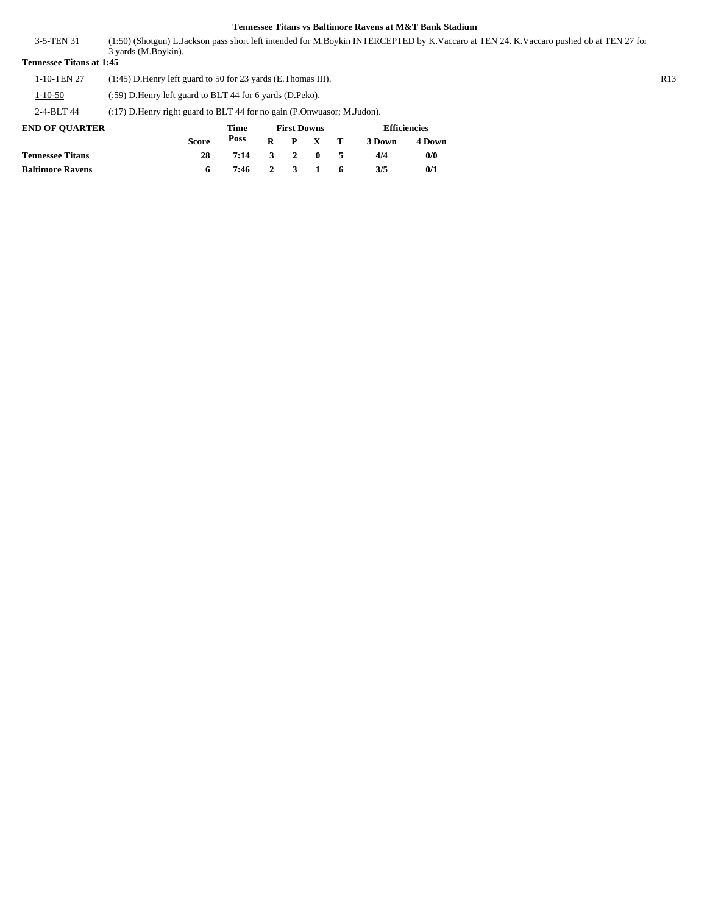## Tennessee Titans vs Baltimore Ravens at M&T Bank Stadium

| | | |
|---|---|---|
| 3-5-TEN 31 | (1:50) (Shotgun) L.Jackson pass short left intended for M.Boykin INTERCEPTED by K.Vaccaro at TEN 24. K.Vaccaro pushed ob at TEN 27 for 3 yards (M.Boykin). | |

**Tennessee Titans at 1:45**

| | | |
|---|---|---|
| 1-10-TEN 27 | (1:45) D.Henry left guard to 50 for 23 yards (E.Thomas III). | R13 |
| 1-10-50 | (:59) D.Henry left guard to BLT 44 for 6 yards (D.Peko). | |
| 2-4-BLT 44 | (:17) D.Henry right guard to BLT 44 for no gain (P.Onwuasor; M.Judon). | |

| END OF QUARTER | Score | Time Poss | First Downs R | P | X | T | Efficiencies 3 Down | 4 Down |
|---|---|---|---|---|---|---|---|---|
| Tennessee Titans | 28 | 7:14 | 3 | 2 | 0 | 5 | 4/4 | 0/0 |
| Baltimore Ravens | 6 | 7:46 | 2 | 3 | 1 | 6 | 3/5 | 0/1 |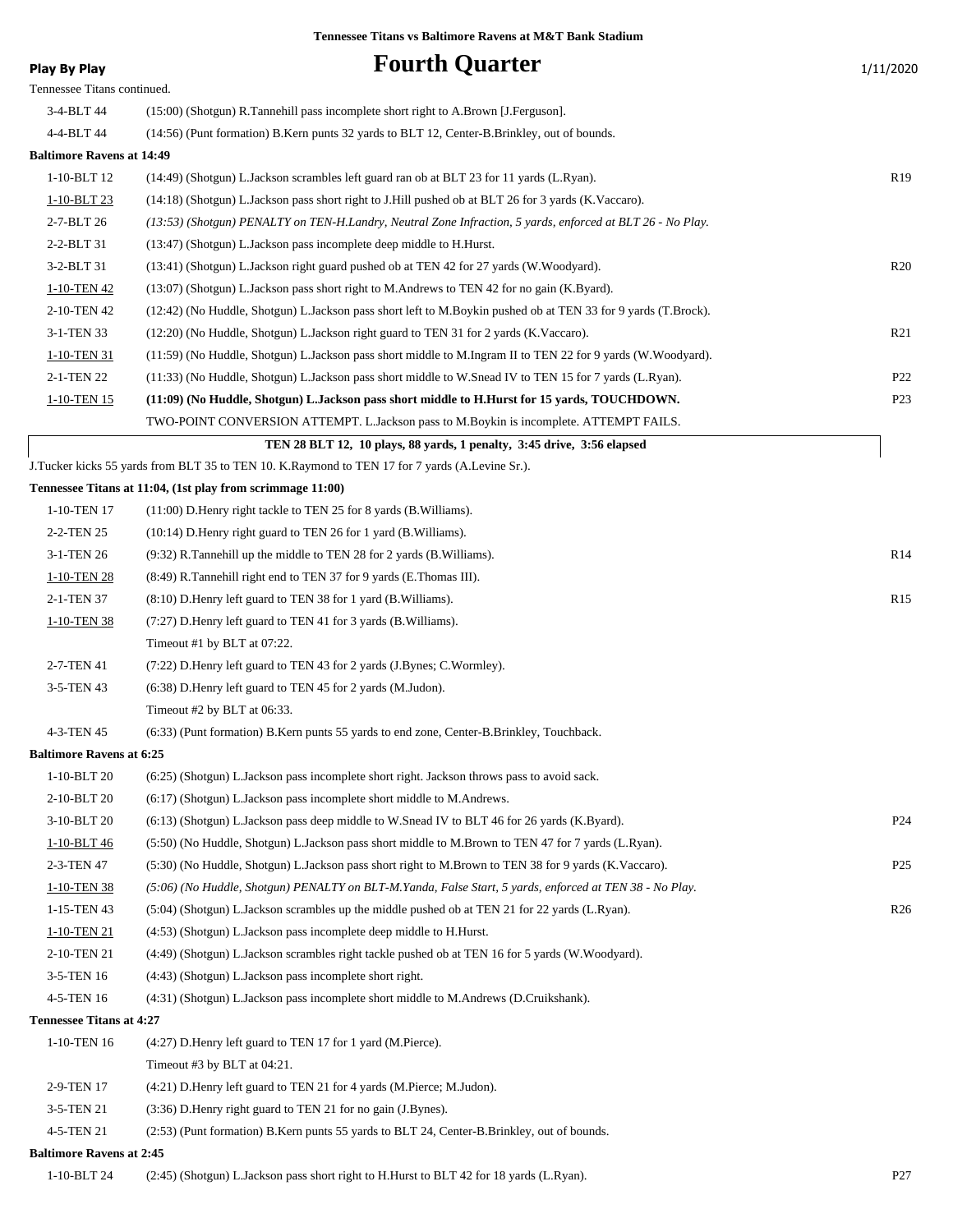Tennessee Titans vs Baltimore Ravens at M&T Bank Stadium

**Play By Play**

# Fourth Quarter

1/11/2020

Tennessee Titans continued.

| Down | Play | |
|---|---|---|
| 3-4-BLT 44 | (15:00) (Shotgun) R.Tannehill pass incomplete short right to A.Brown [J.Ferguson]. | |
| 4-4-BLT 44 | (14:56) (Punt formation) B.Kern punts 32 yards to BLT 12, Center-B.Brinkley, out of bounds. | |
| **Baltimore Ravens at 14:49** | | |
| 1-10-BLT 12 | (14:49) (Shotgun) L.Jackson scrambles left guard ran ob at BLT 23 for 11 yards (L.Ryan). | R19 |
| 1-10-BLT 23 | (14:18) (Shotgun) L.Jackson pass short right to J.Hill pushed ob at BLT 26 for 3 yards (K.Vaccaro). | |
| 2-7-BLT 26 | *(13:53) (Shotgun) PENALTY on TEN-H.Landry, Neutral Zone Infraction, 5 yards, enforced at BLT 26 - No Play.* | |
| 2-2-BLT 31 | (13:47) (Shotgun) L.Jackson pass incomplete deep middle to H.Hurst. | |
| 3-2-BLT 31 | (13:41) (Shotgun) L.Jackson right guard pushed ob at TEN 42 for 27 yards (W.Woodyard). | R20 |
| 1-10-TEN 42 | (13:07) (Shotgun) L.Jackson pass short right to M.Andrews to TEN 42 for no gain (K.Byard). | |
| 2-10-TEN 42 | (12:42) (No Huddle, Shotgun) L.Jackson pass short left to M.Boykin pushed ob at TEN 33 for 9 yards (T.Brock). | |
| 3-1-TEN 33 | (12:20) (No Huddle, Shotgun) L.Jackson right guard to TEN 31 for 2 yards (K.Vaccaro). | R21 |
| 1-10-TEN 31 | (11:59) (No Huddle, Shotgun) L.Jackson pass short middle to M.Ingram II to TEN 22 for 9 yards (W.Woodyard). | |
| 2-1-TEN 22 | (11:33) (No Huddle, Shotgun) L.Jackson pass short middle to W.Snead IV to TEN 15 for 7 yards (L.Ryan). | P22 |
| 1-10-TEN 15 | **(11:09) (No Huddle, Shotgun) L.Jackson pass short middle to H.Hurst for 15 yards, TOUCHDOWN.** | P23 |
| | TWO-POINT CONVERSION ATTEMPT. L.Jackson pass to M.Boykin is incomplete. ATTEMPT FAILS. | |
| | **TEN 28 BLT 12, 10 plays, 88 yards, 1 penalty, 3:45 drive, 3:56 elapsed** | |
| | J.Tucker kicks 55 yards from BLT 35 to TEN 10. K.Raymond to TEN 17 for 7 yards (A.Levine Sr.). | |
| **Tennessee Titans at 11:04, (1st play from scrimmage 11:00)** | | |
| 1-10-TEN 17 | (11:00) D.Henry right tackle to TEN 25 for 8 yards (B.Williams). | |
| 2-2-TEN 25 | (10:14) D.Henry right guard to TEN 26 for 1 yard (B.Williams). | |
| 3-1-TEN 26 | (9:32) R.Tannehill up the middle to TEN 28 for 2 yards (B.Williams). | R14 |
| 1-10-TEN 28 | (8:49) R.Tannehill right end to TEN 37 for 9 yards (E.Thomas III). | |
| 2-1-TEN 37 | (8:10) D.Henry left guard to TEN 38 for 1 yard (B.Williams). | R15 |
| 1-10-TEN 38 | (7:27) D.Henry left guard to TEN 41 for 3 yards (B.Williams). | |
| | Timeout #1 by BLT at 07:22. | |
| 2-7-TEN 41 | (7:22) D.Henry left guard to TEN 43 for 2 yards (J.Bynes; C.Wormley). | |
| 3-5-TEN 43 | (6:38) D.Henry left guard to TEN 45 for 2 yards (M.Judon). | |
| | Timeout #2 by BLT at 06:33. | |
| 4-3-TEN 45 | (6:33) (Punt formation) B.Kern punts 55 yards to end zone, Center-B.Brinkley, Touchback. | |
| **Baltimore Ravens at 6:25** | | |
| 1-10-BLT 20 | (6:25) (Shotgun) L.Jackson pass incomplete short right. Jackson throws pass to avoid sack. | |
| 2-10-BLT 20 | (6:17) (Shotgun) L.Jackson pass incomplete short middle to M.Andrews. | |
| 3-10-BLT 20 | (6:13) (Shotgun) L.Jackson pass deep middle to W.Snead IV to BLT 46 for 26 yards (K.Byard). | P24 |
| 1-10-BLT 46 | (5:50) (No Huddle, Shotgun) L.Jackson pass short middle to M.Brown to TEN 47 for 7 yards (L.Ryan). | |
| 2-3-TEN 47 | (5:30) (No Huddle, Shotgun) L.Jackson pass short right to M.Brown to TEN 38 for 9 yards (K.Vaccaro). | P25 |
| 1-10-TEN 38 | *(5:06) (No Huddle, Shotgun) PENALTY on BLT-M.Yanda, False Start, 5 yards, enforced at TEN 38 - No Play.* | |
| 1-15-TEN 43 | (5:04) (Shotgun) L.Jackson scrambles up the middle pushed ob at TEN 21 for 22 yards (L.Ryan). | R26 |
| 1-10-TEN 21 | (4:53) (Shotgun) L.Jackson pass incomplete deep middle to H.Hurst. | |
| 2-10-TEN 21 | (4:49) (Shotgun) L.Jackson scrambles right tackle pushed ob at TEN 16 for 5 yards (W.Woodyard). | |
| 3-5-TEN 16 | (4:43) (Shotgun) L.Jackson pass incomplete short right. | |
| 4-5-TEN 16 | (4:31) (Shotgun) L.Jackson pass incomplete short middle to M.Andrews (D.Cruikshank). | |
| **Tennessee Titans at 4:27** | | |
| 1-10-TEN 16 | (4:27) D.Henry left guard to TEN 17 for 1 yard (M.Pierce). | |
| | Timeout #3 by BLT at 04:21. | |
| 2-9-TEN 17 | (4:21) D.Henry left guard to TEN 21 for 4 yards (M.Pierce; M.Judon). | |
| 3-5-TEN 21 | (3:36) D.Henry right guard to TEN 21 for no gain (J.Bynes). | |
| 4-5-TEN 21 | (2:53) (Punt formation) B.Kern punts 55 yards to BLT 24, Center-B.Brinkley, out of bounds. | |
| **Baltimore Ravens at 2:45** | | |
| 1-10-BLT 24 | (2:45) (Shotgun) L.Jackson pass short right to H.Hurst to BLT 42 for 18 yards (L.Ryan). | P27 |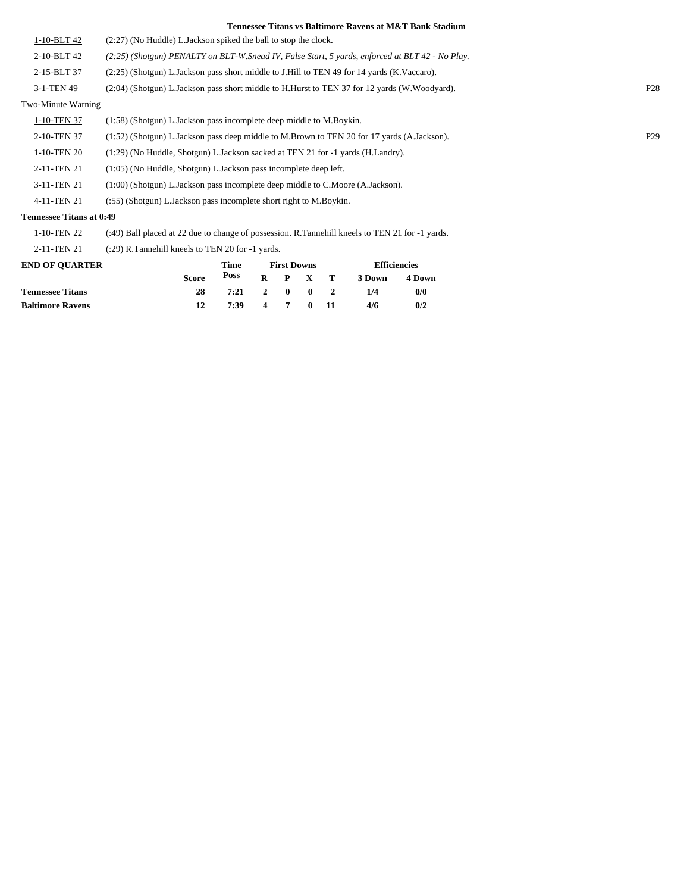**Tennessee Titans vs Baltimore Ravens at M&T Bank Stadium**

| | | |
|---|---|---|
| 1-10-BLT 42 | (2:27) (No Huddle) L.Jackson spiked the ball to stop the clock. | |
| 2-10-BLT 42 | *(2:25) (Shotgun) PENALTY on BLT-W.Snead IV, False Start, 5 yards, enforced at BLT 42 - No Play.* | |
| 2-15-BLT 37 | (2:25) (Shotgun) L.Jackson pass short middle to J.Hill to TEN 49 for 14 yards (K.Vaccaro). | |
| 3-1-TEN 49 | (2:04) (Shotgun) L.Jackson pass short middle to H.Hurst to TEN 37 for 12 yards (W.Woodyard). | P28 |
| Two-Minute Warning | | |
| 1-10-TEN 37 | (1:58) (Shotgun) L.Jackson pass incomplete deep middle to M.Boykin. | |
| 2-10-TEN 37 | (1:52) (Shotgun) L.Jackson pass deep middle to M.Brown to TEN 20 for 17 yards (A.Jackson). | P29 |
| 1-10-TEN 20 | (1:29) (No Huddle, Shotgun) L.Jackson sacked at TEN 21 for -1 yards (H.Landry). | |
| 2-11-TEN 21 | (1:05) (No Huddle, Shotgun) L.Jackson pass incomplete deep left. | |
| 3-11-TEN 21 | (1:00) (Shotgun) L.Jackson pass incomplete deep middle to C.Moore (A.Jackson). | |
| 4-11-TEN 21 | (:55) (Shotgun) L.Jackson pass incomplete short right to M.Boykin. | |

**Tennessee Titans at 0:49**

| | |
|---|---|
| 1-10-TEN 22 | (:49) Ball placed at 22 due to change of possession. R.Tannehill kneels to TEN 21 for -1 yards. |
| 2-11-TEN 21 | (:29) R.Tannehill kneels to TEN 20 for -1 yards. |

| **END OF QUARTER** | Score | Time Poss | First Downs R | P | X | T | Efficiencies 3 Down | 4 Down |
|---|---|---|---|---|---|---|---|---|
| **Tennessee Titans** | **28** | **7:21** | **2** | **0** | **0** | **2** | **1/4** | **0/0** |
| **Baltimore Ravens** | **12** | **7:39** | **4** | **7** | **0** | **11** | **4/6** | **0/2** |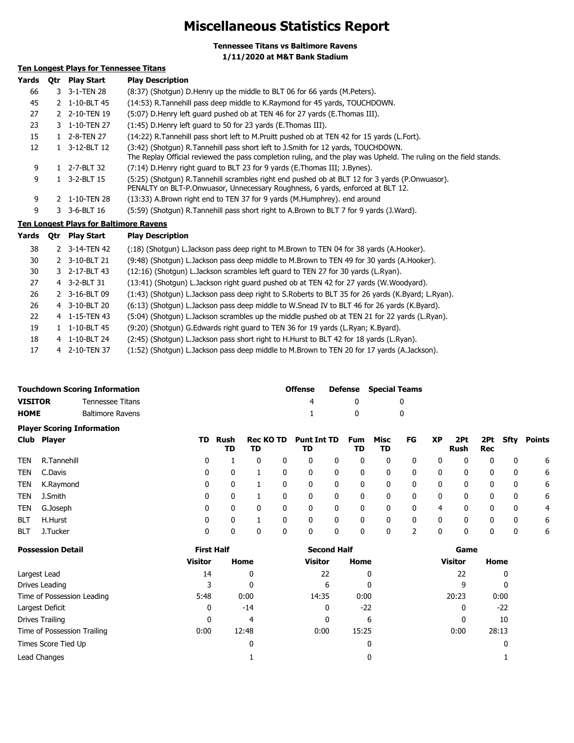# Miscellaneous Statistics Report

**Tennessee Titans vs Baltimore Ravens**
**1/11/2020 at M&T Bank Stadium**

**Ten Longest Plays for Tennessee Titans**

| Yards | Qtr | Play Start | Play Description |
|---|---|---|---|
| 66 | 3 | 3-1-TEN 28 | (8:37) (Shotgun) D.Henry up the middle to BLT 06 for 66 yards (M.Peters). |
| 45 | 2 | 1-10-BLT 45 | (14:53) R.Tannehill pass deep middle to K.Raymond for 45 yards, TOUCHDOWN. |
| 27 | 2 | 2-10-TEN 19 | (5:07) D.Henry left guard pushed ob at TEN 46 for 27 yards (E.Thomas III). |
| 23 | 3 | 1-10-TEN 27 | (1:45) D.Henry left guard to 50 for 23 yards (E.Thomas III). |
| 15 | 1 | 2-8-TEN 27 | (14:22) R.Tannehill pass short left to M.Pruitt pushed ob at TEN 42 for 15 yards (L.Fort). |
| 12 | 1 | 3-12-BLT 12 | (3:42) (Shotgun) R.Tannehill pass short left to J.Smith for 12 yards, TOUCHDOWN. The Replay Official reviewed the pass completion ruling, and the play was Upheld. The ruling on the field stands. |
| 9 | 1 | 2-7-BLT 32 | (7:14) D.Henry right guard to BLT 23 for 9 yards (E.Thomas III; J.Bynes). |
| 9 | 1 | 3-2-BLT 15 | (5:25) (Shotgun) R.Tannehill scrambles right end pushed ob at BLT 12 for 3 yards (P.Onwuasor). PENALTY on BLT-P.Onwuasor, Unnecessary Roughness, 6 yards, enforced at BLT 12. |
| 9 | 2 | 1-10-TEN 28 | (13:33) A.Brown right end to TEN 37 for 9 yards (M.Humphrey). end around |
| 9 | 3 | 3-6-BLT 16 | (5:59) (Shotgun) R.Tannehill pass short right to A.Brown to BLT 7 for 9 yards (J.Ward). |

**Ten Longest Plays for Baltimore Ravens**

| Yards | Qtr | Play Start | Play Description |
|---|---|---|---|
| 38 | 2 | 3-14-TEN 42 | (:18) (Shotgun) L.Jackson pass deep right to M.Brown to TEN 04 for 38 yards (A.Hooker). |
| 30 | 2 | 3-10-BLT 21 | (9:48) (Shotgun) L.Jackson pass deep middle to M.Brown to TEN 49 for 30 yards (A.Hooker). |
| 30 | 3 | 2-17-BLT 43 | (12:16) (Shotgun) L.Jackson scrambles left guard to TEN 27 for 30 yards (L.Ryan). |
| 27 | 4 | 3-2-BLT 31 | (13:41) (Shotgun) L.Jackson right guard pushed ob at TEN 42 for 27 yards (W.Woodyard). |
| 26 | 2 | 3-16-BLT 09 | (1:43) (Shotgun) L.Jackson pass deep right to S.Roberts to BLT 35 for 26 yards (K.Byard; L.Ryan). |
| 26 | 4 | 3-10-BLT 20 | (6:13) (Shotgun) L.Jackson pass deep middle to W.Snead IV to BLT 46 for 26 yards (K.Byard). |
| 22 | 4 | 1-15-TEN 43 | (5:04) (Shotgun) L.Jackson scrambles up the middle pushed ob at TEN 21 for 22 yards (L.Ryan). |
| 19 | 1 | 1-10-BLT 45 | (9:20) (Shotgun) G.Edwards right guard to TEN 36 for 19 yards (L.Ryan; K.Byard). |
| 18 | 4 | 1-10-BLT 24 | (2:45) (Shotgun) L.Jackson pass short right to H.Hurst to BLT 42 for 18 yards (L.Ryan). |
| 17 | 4 | 2-10-TEN 37 | (1:52) (Shotgun) L.Jackson pass deep middle to M.Brown to TEN 20 for 17 yards (A.Jackson). |

| Touchdown Scoring Information | | Offense | Defense | Special Teams |
|---|---|---|---|---|
| **VISITOR** | Tennessee Titans | 4 | 0 | 0 |
| **HOME** | Baltimore Ravens | 1 | 0 | 0 |

**Player Scoring Information**

| Club | Player | TD | Rush TD | Rec TD | KO TD | Punt TD | Int TD | Fum TD | Misc TD | FG | XP | 2Pt Rush | 2Pt Rec | Sfty | Points |
|---|---|---|---|---|---|---|---|---|---|---|---|---|---|---|---|
| TEN | R.Tannehill | 0 | 1 | 0 | 0 | 0 | 0 | 0 | 0 | 0 | 0 | 0 | 0 | 0 | 6 |
| TEN | C.Davis | 0 | 0 | 1 | 0 | 0 | 0 | 0 | 0 | 0 | 0 | 0 | 0 | 0 | 6 |
| TEN | K.Raymond | 0 | 0 | 1 | 0 | 0 | 0 | 0 | 0 | 0 | 0 | 0 | 0 | 0 | 6 |
| TEN | J.Smith | 0 | 0 | 1 | 0 | 0 | 0 | 0 | 0 | 0 | 0 | 0 | 0 | 0 | 6 |
| TEN | G.Joseph | 0 | 0 | 0 | 0 | 0 | 0 | 0 | 0 | 0 | 4 | 0 | 0 | 0 | 4 |
| BLT | H.Hurst | 0 | 0 | 1 | 0 | 0 | 0 | 0 | 0 | 0 | 0 | 0 | 0 | 0 | 6 |
| BLT | J.Tucker | 0 | 0 | 0 | 0 | 0 | 0 | 0 | 0 | 2 | 0 | 0 | 0 | 0 | 6 |

| Possession Detail | First Half Visitor | First Half Home | Second Half Visitor | Second Half Home | Game Visitor | Game Home |
|---|---|---|---|---|---|---|
| Largest Lead | 14 | 0 | 22 | 0 | 22 | 0 |
| Drives Leading | 3 | 0 | 6 | 0 | 9 | 0 |
| Time of Possession Leading | 5:48 | 0:00 | 14:35 | 0:00 | 20:23 | 0:00 |
| Largest Deficit | 0 | -14 | 0 | -22 | 0 | -22 |
| Drives Trailing | 0 | 4 | 0 | 6 | 0 | 10 |
| Time of Possession Trailing | 0:00 | 12:48 | 0:00 | 15:25 | 0:00 | 28:13 |
| Times Score Tied Up | | 0 | | 0 | | 0 |
| Lead Changes | | 1 | | 0 | | 1 |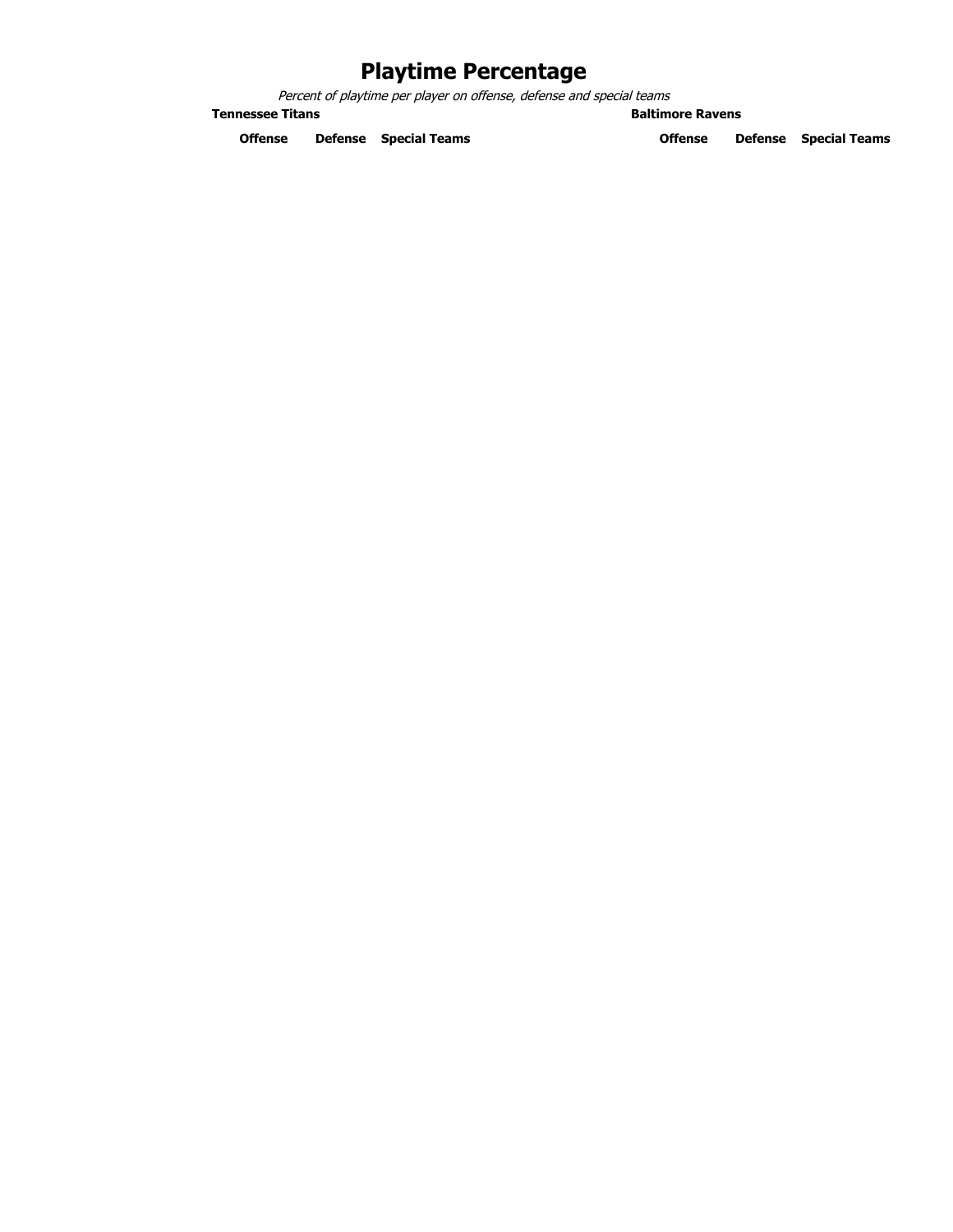# Playtime Percentage

*Percent of playtime per player on offense, defense and special teams*

| Tennessee Titans | | | | Baltimore Ravens | | |
|---|---|---|---|---|---|---|
| Offense | Defense | Special Teams | | Offense | Defense | Special Teams |